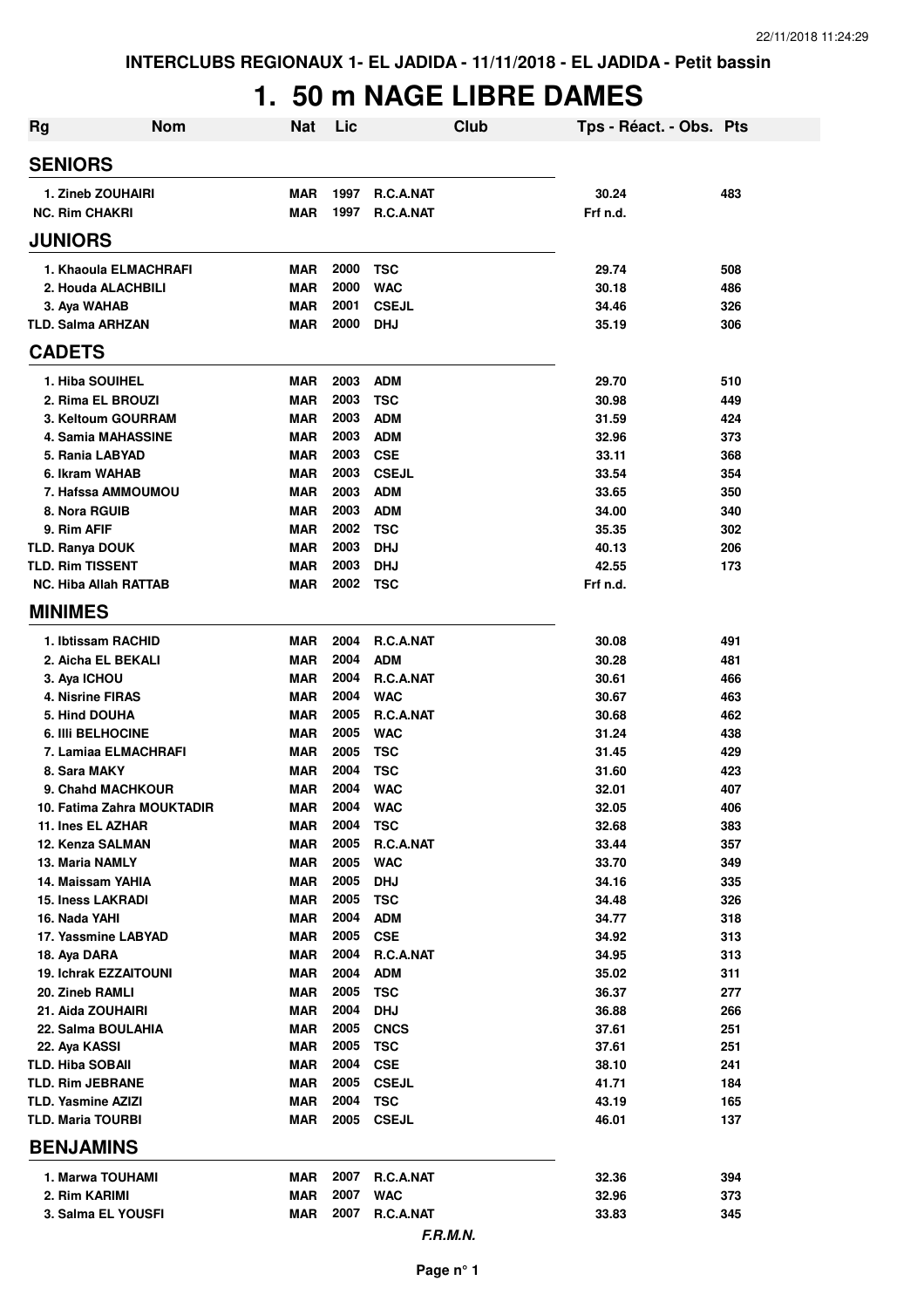**INTERCLUBS REGIONAUX 1- EL JADIDA - 11/11/2018 - EL JADIDA - Petit bassin**

# 1. 50 m NAGE LIBRE DAMES

| Rg | Nom | Nat | Lic | Club | Tps - Réact. - Obs. | Pts |
|---|---|---|---|---|---|---|
| **SENIORS** | | | | | | |
| 1. Zineb ZOUHAIRI | | MAR | 1997 | R.C.A.NAT | 30.24 | 483 |
| NC. Rim CHAKRI | | MAR | 1997 | R.C.A.NAT | Frf n.d. | |
| **JUNIORS** | | | | | | |
| 1. Khaoula ELMACHRAFI | | MAR | 2000 | TSC | 29.74 | 508 |
| 2. Houda ALACHBILI | | MAR | 2000 | WAC | 30.18 | 486 |
| 3. Aya WAHAB | | MAR | 2001 | CSEJL | 34.46 | 326 |
| TLD. Salma ARHZAN | | MAR | 2000 | DHJ | 35.19 | 306 |
| **CADETS** | | | | | | |
| 1. Hiba SOUIHEL | | MAR | 2003 | ADM | 29.70 | 510 |
| 2. Rima EL BROUZI | | MAR | 2003 | TSC | 30.98 | 449 |
| 3. Keltoum GOURRAM | | MAR | 2003 | ADM | 31.59 | 424 |
| 4. Samia MAHASSINE | | MAR | 2003 | ADM | 32.96 | 373 |
| 5. Rania LABYAD | | MAR | 2003 | CSE | 33.11 | 368 |
| 6. Ikram WAHAB | | MAR | 2003 | CSEJL | 33.54 | 354 |
| 7. Hafssa AMMOUMOU | | MAR | 2003 | ADM | 33.65 | 350 |
| 8. Nora RGUIB | | MAR | 2003 | ADM | 34.00 | 340 |
| 9. Rim AFIF | | MAR | 2002 | TSC | 35.35 | 302 |
| TLD. Ranya DOUK | | MAR | 2003 | DHJ | 40.13 | 206 |
| TLD. Rim TISSENT | | MAR | 2003 | DHJ | 42.55 | 173 |
| NC. Hiba Allah RATTAB | | MAR | 2002 | TSC | Frf n.d. | |
| **MINIMES** | | | | | | |
| 1. Ibtissam RACHID | | MAR | 2004 | R.C.A.NAT | 30.08 | 491 |
| 2. Aicha EL BEKALI | | MAR | 2004 | ADM | 30.28 | 481 |
| 3. Aya ICHOU | | MAR | 2004 | R.C.A.NAT | 30.61 | 466 |
| 4. Nisrine FIRAS | | MAR | 2004 | WAC | 30.67 | 463 |
| 5. Hind DOUHA | | MAR | 2005 | R.C.A.NAT | 30.68 | 462 |
| 6. Illi BELHOCINE | | MAR | 2005 | WAC | 31.24 | 438 |
| 7. Lamiaa ELMACHRAFI | | MAR | 2005 | TSC | 31.45 | 429 |
| 8. Sara MAKY | | MAR | 2004 | TSC | 31.60 | 423 |
| 9. Chahd MACHKOUR | | MAR | 2004 | WAC | 32.01 | 407 |
| 10. Fatima Zahra MOUKTADIR | | MAR | 2004 | WAC | 32.05 | 406 |
| 11. Ines EL AZHAR | | MAR | 2004 | TSC | 32.68 | 383 |
| 12. Kenza SALMAN | | MAR | 2005 | R.C.A.NAT | 33.44 | 357 |
| 13. Maria NAMLY | | MAR | 2005 | WAC | 33.70 | 349 |
| 14. Maissam YAHIA | | MAR | 2005 | DHJ | 34.16 | 335 |
| 15. Iness LAKRADI | | MAR | 2005 | TSC | 34.48 | 326 |
| 16. Nada YAHI | | MAR | 2004 | ADM | 34.77 | 318 |
| 17. Yassmine LABYAD | | MAR | 2005 | CSE | 34.92 | 313 |
| 18. Aya DARA | | MAR | 2004 | R.C.A.NAT | 34.95 | 313 |
| 19. Ichrak EZZAITOUNI | | MAR | 2004 | ADM | 35.02 | 311 |
| 20. Zineb RAMLI | | MAR | 2005 | TSC | 36.37 | 277 |
| 21. Aida ZOUHAIRI | | MAR | 2004 | DHJ | 36.88 | 266 |
| 22. Salma BOULAHIA | | MAR | 2005 | CNCS | 37.61 | 251 |
| 22. Aya KASSI | | MAR | 2005 | TSC | 37.61 | 251 |
| TLD. Hiba SOBAII | | MAR | 2004 | CSE | 38.10 | 241 |
| TLD. Rim JEBRANE | | MAR | 2005 | CSEJL | 41.71 | 184 |
| TLD. Yasmine AZIZI | | MAR | 2004 | TSC | 43.19 | 165 |
| TLD. Maria TOURBI | | MAR | 2005 | CSEJL | 46.01 | 137 |
| **BENJAMINS** | | | | | | |
| 1. Marwa TOUHAMI | | MAR | 2007 | R.C.A.NAT | 32.36 | 394 |
| 2. Rim KARIMI | | MAR | 2007 | WAC | 32.96 | 373 |
| 3. Salma EL YOUSFI | | MAR | 2007 | R.C.A.NAT | 33.83 | 345 |

*F.R.M.N.*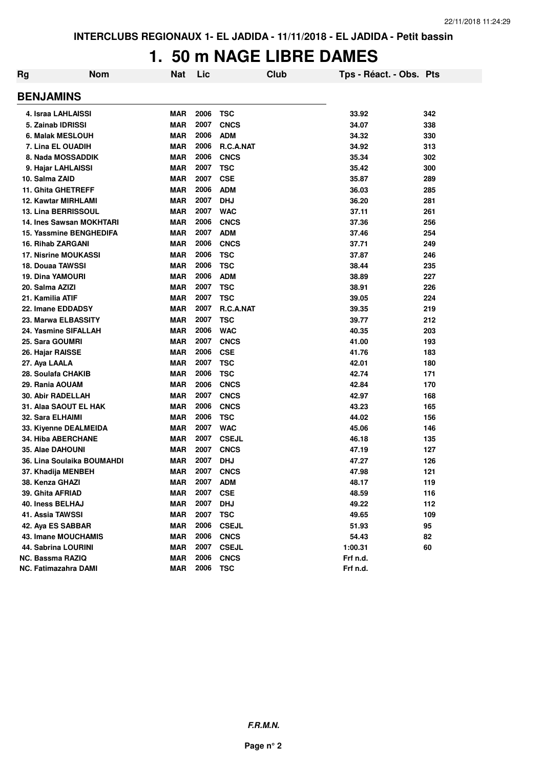INTERCLUBS REGIONAUX 1- EL JADIDA - 11/11/2018 - EL JADIDA - Petit bassin

# 1. 50 m NAGE LIBRE DAMES

## BENJAMINS

| Rg | Nom | Nat | Lic | Club | Tps - Réact. - Obs. | Pts |
|---|---|---|---|---|---|---|
| 4. | Israa LAHLAISSI | MAR | 2006 | TSC | 33.92 | 342 |
| 5. | Zainab IDRISSI | MAR | 2007 | CNCS | 34.07 | 338 |
| 6. | Malak MESLOUH | MAR | 2006 | ADM | 34.32 | 330 |
| 7. | Lina EL OUADIH | MAR | 2006 | R.C.A.NAT | 34.92 | 313 |
| 8. | Nada MOSSADDIK | MAR | 2006 | CNCS | 35.34 | 302 |
| 9. | Hajar LAHLAISSI | MAR | 2007 | TSC | 35.42 | 300 |
| 10. | Salma ZAID | MAR | 2007 | CSE | 35.87 | 289 |
| 11. | Ghita GHETREFF | MAR | 2006 | ADM | 36.03 | 285 |
| 12. | Kawtar MIRHLAMI | MAR | 2007 | DHJ | 36.20 | 281 |
| 13. | Lina BERRISSOUL | MAR | 2007 | WAC | 37.11 | 261 |
| 14. | Ines Sawsan MOKHTARI | MAR | 2006 | CNCS | 37.36 | 256 |
| 15. | Yassmine BENGHEDIFA | MAR | 2007 | ADM | 37.46 | 254 |
| 16. | Rihab ZARGANI | MAR | 2006 | CNCS | 37.71 | 249 |
| 17. | Nisrine MOUKASSI | MAR | 2006 | TSC | 37.87 | 246 |
| 18. | Douaa TAWSSI | MAR | 2006 | TSC | 38.44 | 235 |
| 19. | Dina YAMOURI | MAR | 2006 | ADM | 38.89 | 227 |
| 20. | Salma AZIZI | MAR | 2007 | TSC | 38.91 | 226 |
| 21. | Kamilia ATIF | MAR | 2007 | TSC | 39.05 | 224 |
| 22. | Imane EDDADSY | MAR | 2007 | R.C.A.NAT | 39.35 | 219 |
| 23. | Marwa ELBASSITY | MAR | 2007 | TSC | 39.77 | 212 |
| 24. | Yasmine SIFALLAH | MAR | 2006 | WAC | 40.35 | 203 |
| 25. | Sara GOUMRI | MAR | 2007 | CNCS | 41.00 | 193 |
| 26. | Hajar RAISSE | MAR | 2006 | CSE | 41.76 | 183 |
| 27. | Aya LAALA | MAR | 2007 | TSC | 42.01 | 180 |
| 28. | Soulafa CHAKIB | MAR | 2006 | TSC | 42.74 | 171 |
| 29. | Rania AOUAM | MAR | 2006 | CNCS | 42.84 | 170 |
| 30. | Abir RADELLAH | MAR | 2007 | CNCS | 42.97 | 168 |
| 31. | Alaa SAOUT EL HAK | MAR | 2006 | CNCS | 43.23 | 165 |
| 32. | Sara ELHAIMI | MAR | 2006 | TSC | 44.02 | 156 |
| 33. | Kiyenne DEALMEIDA | MAR | 2007 | WAC | 45.06 | 146 |
| 34. | Hiba ABERCHANE | MAR | 2007 | CSEJL | 46.18 | 135 |
| 35. | Alae DAHOUNI | MAR | 2007 | CNCS | 47.19 | 127 |
| 36. | Lina Soulaika BOUMAHDI | MAR | 2007 | DHJ | 47.27 | 126 |
| 37. | Khadija MENBEH | MAR | 2007 | CNCS | 47.98 | 121 |
| 38. | Kenza GHAZI | MAR | 2007 | ADM | 48.17 | 119 |
| 39. | Ghita AFRIAD | MAR | 2007 | CSE | 48.59 | 116 |
| 40. | Iness BELHAJ | MAR | 2007 | DHJ | 49.22 | 112 |
| 41. | Assia TAWSSI | MAR | 2007 | TSC | 49.65 | 109 |
| 42. | Aya ES SABBAR | MAR | 2006 | CSEJL | 51.93 | 95 |
| 43. | Imane MOUCHAMIS | MAR | 2006 | CNCS | 54.43 | 82 |
| 44. | Sabrina LOURINI | MAR | 2007 | CSEJL | 1:00.31 | 60 |
| NC. | Bassma RAZIQ | MAR | 2006 | CNCS | Frf n.d. | |
| NC. | Fatimazahra DAMI | MAR | 2006 | TSC | Frf n.d. | |

***F.R.M.N.***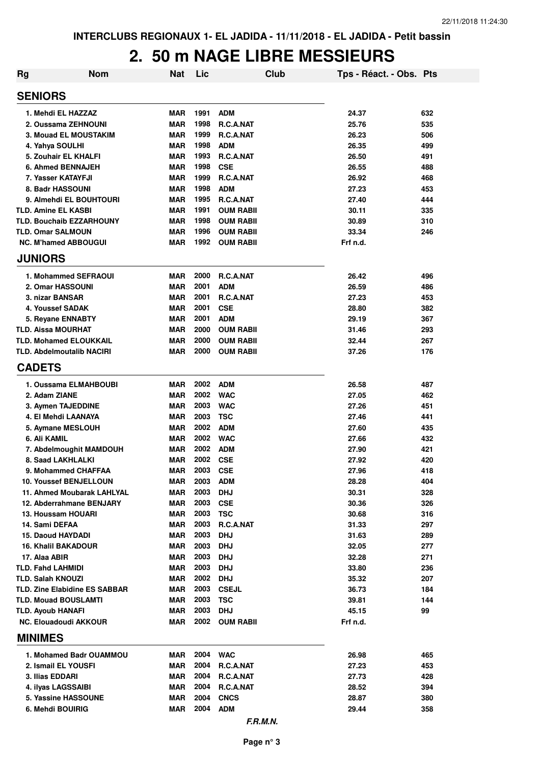INTERCLUBS REGIONAUX 1- EL JADIDA - 11/11/2018 - EL JADIDA - Petit bassin

# 2. 50 m NAGE LIBRE MESSIEURS

| Rg | Nom | Nat | Lic | Club | Tps - Réact. - Obs. | Pts |
|---|---|---|---|---|---|---|
| **SENIORS** | | | | | | |
| 1. | Mehdi EL HAZZAZ | MAR | 1991 | ADM | 24.37 | 632 |
| 2. | Oussama ZEHNOUNI | MAR | 1998 | R.C.A.NAT | 25.76 | 535 |
| 3. | Mouad EL MOUSTAKIM | MAR | 1999 | R.C.A.NAT | 26.23 | 506 |
| 4. | Yahya SOULHI | MAR | 1998 | ADM | 26.35 | 499 |
| 5. | Zouhair EL KHALFI | MAR | 1993 | R.C.A.NAT | 26.50 | 491 |
| 6. | Ahmed BENNAJEH | MAR | 1998 | CSE | 26.55 | 488 |
| 7. | Yasser KATAYFJI | MAR | 1999 | R.C.A.NAT | 26.92 | 468 |
| 8. | Badr HASSOUNI | MAR | 1998 | ADM | 27.23 | 453 |
| 9. | Almehdi EL BOUHTOURI | MAR | 1995 | R.C.A.NAT | 27.40 | 444 |
| TLD. | Amine EL KASBI | MAR | 1991 | OUM RABII | 30.11 | 335 |
| TLD. | Bouchaib EZZARHOUNY | MAR | 1998 | OUM RABII | 30.89 | 310 |
| TLD. | Omar SALMOUN | MAR | 1996 | OUM RABII | 33.34 | 246 |
| NC. | M'hamed ABBOUGUI | MAR | 1992 | OUM RABII | Frf n.d. | |
| **JUNIORS** | | | | | | |
| 1. | Mohammed SEFRAOUI | MAR | 2000 | R.C.A.NAT | 26.42 | 496 |
| 2. | Omar HASSOUNI | MAR | 2001 | ADM | 26.59 | 486 |
| 3. | nizar BANSAR | MAR | 2001 | R.C.A.NAT | 27.23 | 453 |
| 4. | Youssef SADAK | MAR | 2001 | CSE | 28.80 | 382 |
| 5. | Reyane ENNABTY | MAR | 2001 | ADM | 29.19 | 367 |
| TLD. | Aissa MOURHAT | MAR | 2000 | OUM RABII | 31.46 | 293 |
| TLD. | Mohamed ELOUKKAIL | MAR | 2000 | OUM RABII | 32.44 | 267 |
| TLD. | Abdelmoutalib NACIRI | MAR | 2000 | OUM RABII | 37.26 | 176 |
| **CADETS** | | | | | | |
| 1. | Oussama ELMAHBOUBI | MAR | 2002 | ADM | 26.58 | 487 |
| 2. | Adam ZIANE | MAR | 2002 | WAC | 27.05 | 462 |
| 3. | Aymen TAJEDDINE | MAR | 2003 | WAC | 27.26 | 451 |
| 4. | El Mehdi LAANAYA | MAR | 2003 | TSC | 27.46 | 441 |
| 5. | Aymane MESLOUH | MAR | 2002 | ADM | 27.60 | 435 |
| 6. | Ali KAMIL | MAR | 2002 | WAC | 27.66 | 432 |
| 7. | Abdelmoughit MAMDOUH | MAR | 2002 | ADM | 27.90 | 421 |
| 8. | Saad LAKHLALKI | MAR | 2002 | CSE | 27.92 | 420 |
| 9. | Mohammed CHAFFAA | MAR | 2003 | CSE | 27.96 | 418 |
| 10. | Youssef BENJELLOUN | MAR | 2003 | ADM | 28.28 | 404 |
| 11. | Ahmed Moubarak LAHLYAL | MAR | 2003 | DHJ | 30.31 | 328 |
| 12. | Abderrahmane BENJARY | MAR | 2003 | CSE | 30.36 | 326 |
| 13. | Houssam HOUARI | MAR | 2003 | TSC | 30.68 | 316 |
| 14. | Sami DEFAA | MAR | 2003 | R.C.A.NAT | 31.33 | 297 |
| 15. | Daoud HAYDADI | MAR | 2003 | DHJ | 31.63 | 289 |
| 16. | Khalil BAKADOUR | MAR | 2003 | DHJ | 32.05 | 277 |
| 17. | Alaa ABIR | MAR | 2003 | DHJ | 32.28 | 271 |
| TLD. | Fahd LAHMIDI | MAR | 2003 | DHJ | 33.80 | 236 |
| TLD. | Salah KNOUZI | MAR | 2002 | DHJ | 35.32 | 207 |
| TLD. | Zine Elabidine ES SABBAR | MAR | 2003 | CSEJL | 36.73 | 184 |
| TLD. | Mouad BOUSLAMTI | MAR | 2003 | TSC | 39.81 | 144 |
| TLD. | Ayoub HANAFI | MAR | 2003 | DHJ | 45.15 | 99 |
| NC. | Elouadoudi AKKOUR | MAR | 2002 | OUM RABII | Frf n.d. | |
| **MINIMES** | | | | | | |
| 1. | Mohamed Badr OUAMMOU | MAR | 2004 | WAC | 26.98 | 465 |
| 2. | Ismail EL YOUSFI | MAR | 2004 | R.C.A.NAT | 27.23 | 453 |
| 3. | Ilias EDDARI | MAR | 2004 | R.C.A.NAT | 27.73 | 428 |
| 4. | ilyas LAGSSAIBI | MAR | 2004 | R.C.A.NAT | 28.52 | 394 |
| 5. | Yassine HASSOUNE | MAR | 2004 | CNCS | 28.87 | 380 |
| 6. | Mehdi BOUIRIG | MAR | 2004 | ADM | 29.44 | 358 |

*F.R.M.N.*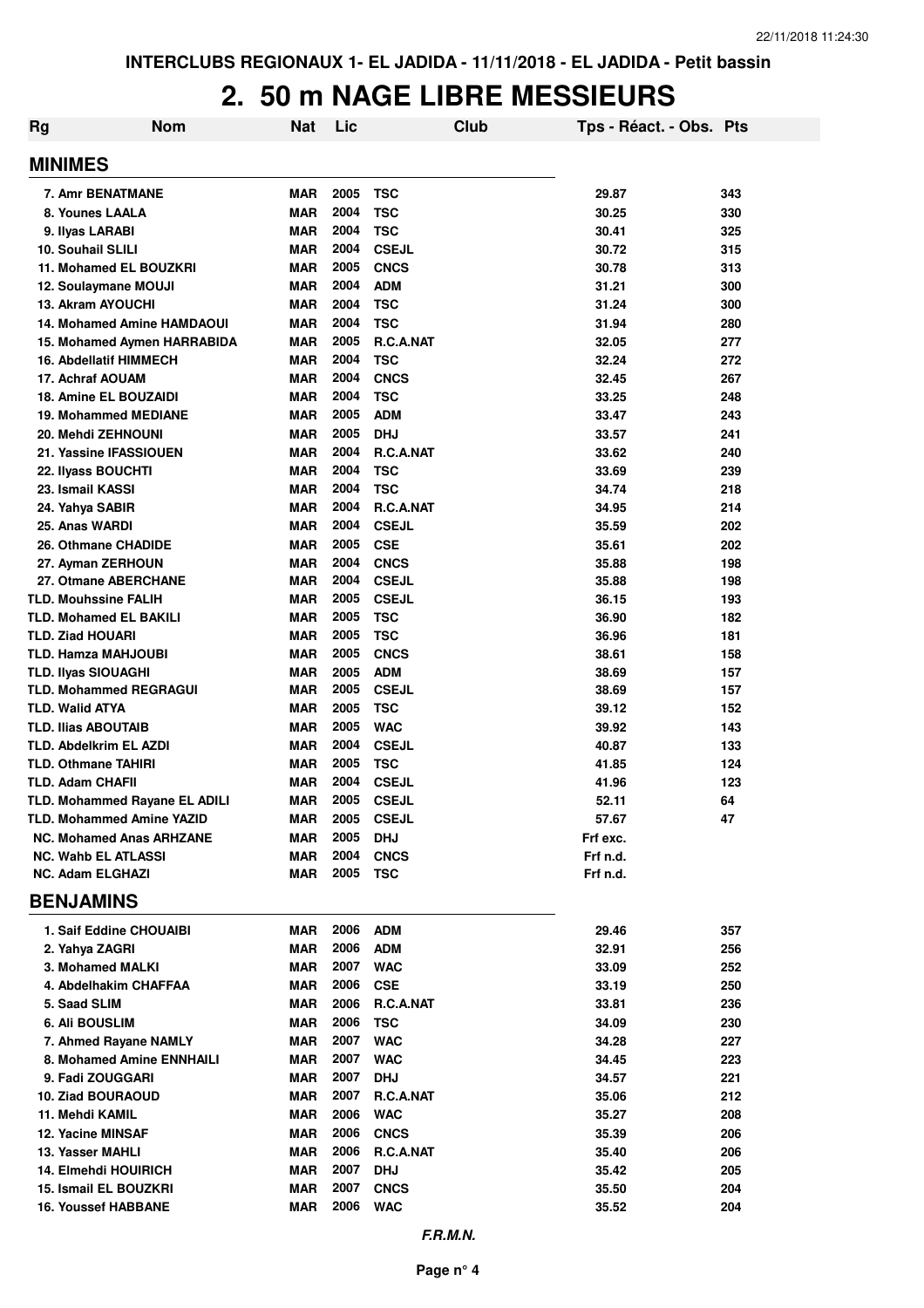INTERCLUBS REGIONAUX 1- EL JADIDA - 11/11/2018 - EL JADIDA - Petit bassin

# 2. 50 m NAGE LIBRE MESSIEURS

| Rg | Nom | Nat | Lic | Club | Tps - Réact. - Obs. | Pts |
|---|---|---|---|---|---|---|
| **MINIMES** | | | | | | |
| 7. | Amr BENATMANE | MAR | 2005 | TSC | 29.87 | 343 |
| 8. | Younes LAALA | MAR | 2004 | TSC | 30.25 | 330 |
| 9. | Ilyas LARABI | MAR | 2004 | TSC | 30.41 | 325 |
| 10. | Souhail SLILI | MAR | 2004 | CSEJL | 30.72 | 315 |
| 11. | Mohamed EL BOUZKRI | MAR | 2005 | CNCS | 30.78 | 313 |
| 12. | Soulaymane MOUJI | MAR | 2004 | ADM | 31.21 | 300 |
| 13. | Akram AYOUCHI | MAR | 2004 | TSC | 31.24 | 300 |
| 14. | Mohamed Amine HAMDAOUI | MAR | 2004 | TSC | 31.94 | 280 |
| 15. | Mohamed Aymen HARRABIDA | MAR | 2005 | R.C.A.NAT | 32.05 | 277 |
| 16. | Abdellatif HIMMECH | MAR | 2004 | TSC | 32.24 | 272 |
| 17. | Achraf AOUAM | MAR | 2004 | CNCS | 32.45 | 267 |
| 18. | Amine EL BOUZAIDI | MAR | 2004 | TSC | 33.25 | 248 |
| 19. | Mohammed MEDIANE | MAR | 2005 | ADM | 33.47 | 243 |
| 20. | Mehdi ZEHNOUNI | MAR | 2005 | DHJ | 33.57 | 241 |
| 21. | Yassine IFASSIOUEN | MAR | 2004 | R.C.A.NAT | 33.62 | 240 |
| 22. | Ilyass BOUCHTI | MAR | 2004 | TSC | 33.69 | 239 |
| 23. | Ismail KASSI | MAR | 2004 | TSC | 34.74 | 218 |
| 24. | Yahya SABIR | MAR | 2004 | R.C.A.NAT | 34.95 | 214 |
| 25. | Anas WARDI | MAR | 2004 | CSEJL | 35.59 | 202 |
| 26. | Othmane CHADIDE | MAR | 2005 | CSE | 35.61 | 202 |
| 27. | Ayman ZERHOUN | MAR | 2004 | CNCS | 35.88 | 198 |
| 27. | Otmane ABERCHANE | MAR | 2004 | CSEJL | 35.88 | 198 |
| TLD. | Mouhssine FALIH | MAR | 2005 | CSEJL | 36.15 | 193 |
| TLD. | Mohamed EL BAKILI | MAR | 2005 | TSC | 36.90 | 182 |
| TLD. | Ziad HOUARI | MAR | 2005 | TSC | 36.96 | 181 |
| TLD. | Hamza MAHJOUBI | MAR | 2005 | CNCS | 38.61 | 158 |
| TLD. | Ilyas SIOUAGHI | MAR | 2005 | ADM | 38.69 | 157 |
| TLD. | Mohammed REGRAGUI | MAR | 2005 | CSEJL | 38.69 | 157 |
| TLD. | Walid ATYA | MAR | 2005 | TSC | 39.12 | 152 |
| TLD. | Ilias ABOUTAIB | MAR | 2005 | WAC | 39.92 | 143 |
| TLD. | Abdelkrim EL AZDI | MAR | 2004 | CSEJL | 40.87 | 133 |
| TLD. | Othmane TAHIRI | MAR | 2005 | TSC | 41.85 | 124 |
| TLD. | Adam CHAFII | MAR | 2004 | CSEJL | 41.96 | 123 |
| TLD. | Mohammed Rayane EL ADILI | MAR | 2005 | CSEJL | 52.11 | 64 |
| TLD. | Mohammed Amine YAZID | MAR | 2005 | CSEJL | 57.67 | 47 |
| NC. | Mohamed Anas ARHZANE | MAR | 2005 | DHJ | Frf exc. | |
| NC. | Wahb EL ATLASSI | MAR | 2004 | CNCS | Frf n.d. | |
| NC. | Adam ELGHAZI | MAR | 2005 | TSC | Frf n.d. | |
| **BENJAMINS** | | | | | | |
| 1. | Saif Eddine CHOUAIBI | MAR | 2006 | ADM | 29.46 | 357 |
| 2. | Yahya ZAGRI | MAR | 2006 | ADM | 32.91 | 256 |
| 3. | Mohamed MALKI | MAR | 2007 | WAC | 33.09 | 252 |
| 4. | Abdelhakim CHAFFAA | MAR | 2006 | CSE | 33.19 | 250 |
| 5. | Saad SLIM | MAR | 2006 | R.C.A.NAT | 33.81 | 236 |
| 6. | Ali BOUSLIM | MAR | 2006 | TSC | 34.09 | 230 |
| 7. | Ahmed Rayane NAMLY | MAR | 2007 | WAC | 34.28 | 227 |
| 8. | Mohamed Amine ENNHAILI | MAR | 2007 | WAC | 34.45 | 223 |
| 9. | Fadi ZOUGGARI | MAR | 2007 | DHJ | 34.57 | 221 |
| 10. | Ziad BOURAOUD | MAR | 2007 | R.C.A.NAT | 35.06 | 212 |
| 11. | Mehdi KAMIL | MAR | 2006 | WAC | 35.27 | 208 |
| 12. | Yacine MINSAF | MAR | 2006 | CNCS | 35.39 | 206 |
| 13. | Yasser MAHLI | MAR | 2006 | R.C.A.NAT | 35.40 | 206 |
| 14. | Elmehdi HOUIRICH | MAR | 2007 | DHJ | 35.42 | 205 |
| 15. | Ismail EL BOUZKRI | MAR | 2007 | CNCS | 35.50 | 204 |
| 16. | Youssef HABBANE | MAR | 2006 | WAC | 35.52 | 204 |

*F.R.M.N.*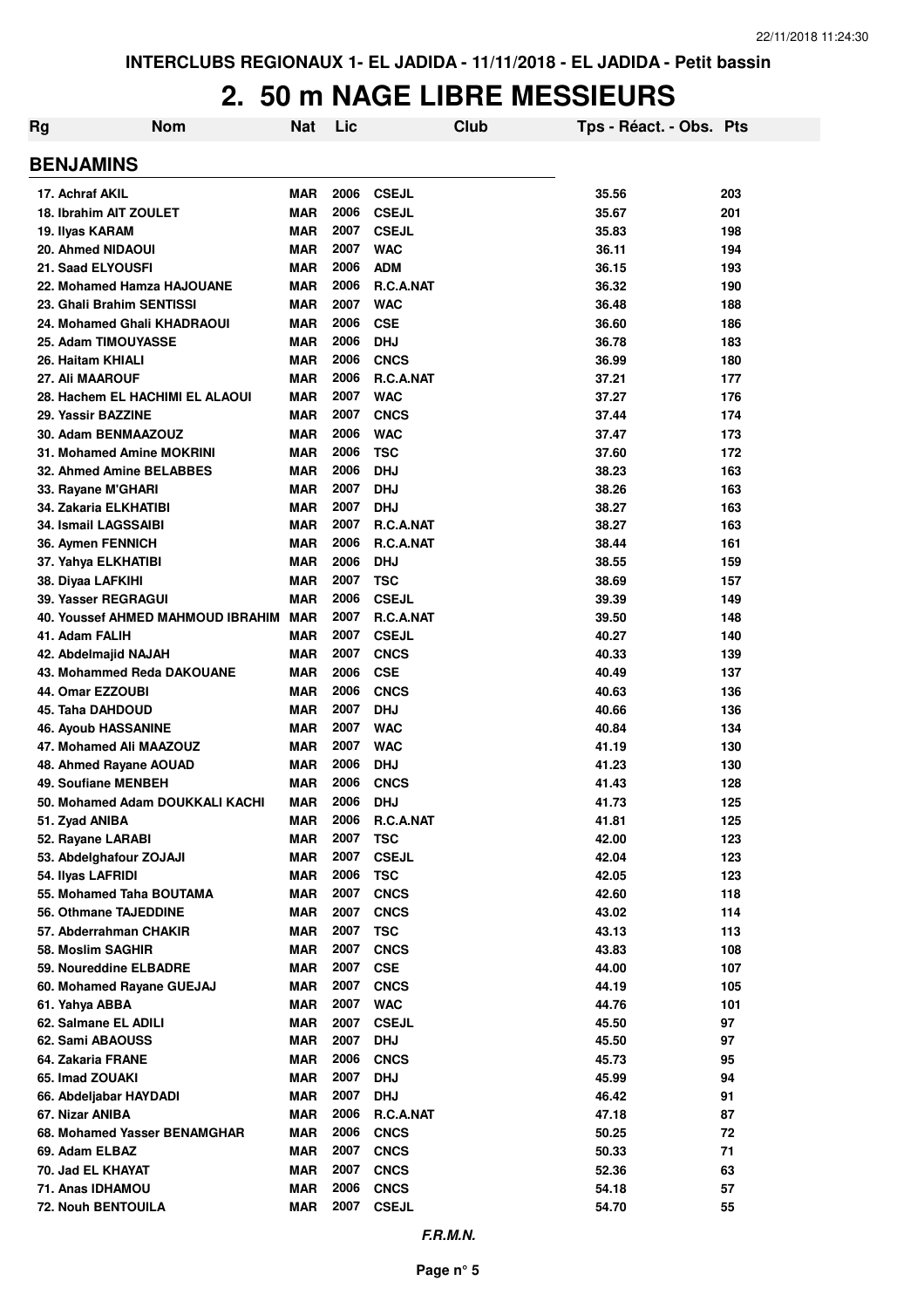INTERCLUBS REGIONAUX 1- EL JADIDA - 11/11/2018 - EL JADIDA - Petit bassin

# 2. 50 m NAGE LIBRE MESSIEURS

| Rg | Nom | Nat | Lic | Club | Tps - Réact. - Obs. | Pts |
|---|---|---|---|---|---|---|
| **BENJAMINS** | | | | | | |
| 17. | Achraf AKIL | MAR | 2006 | CSEJL | 35.56 | 203 |
| 18. | Ibrahim AIT ZOULET | MAR | 2006 | CSEJL | 35.67 | 201 |
| 19. | Ilyas KARAM | MAR | 2007 | CSEJL | 35.83 | 198 |
| 20. | Ahmed NIDAOUI | MAR | 2007 | WAC | 36.11 | 194 |
| 21. | Saad ELYOUSFI | MAR | 2006 | ADM | 36.15 | 193 |
| 22. | Mohamed Hamza HAJOUANE | MAR | 2006 | R.C.A.NAT | 36.32 | 190 |
| 23. | Ghali Brahim SENTISSI | MAR | 2007 | WAC | 36.48 | 188 |
| 24. | Mohamed Ghali KHADRAOUI | MAR | 2006 | CSE | 36.60 | 186 |
| 25. | Adam TIMOUYASSE | MAR | 2006 | DHJ | 36.78 | 183 |
| 26. | Haitam KHIALI | MAR | 2006 | CNCS | 36.99 | 180 |
| 27. | Ali MAAROUF | MAR | 2006 | R.C.A.NAT | 37.21 | 177 |
| 28. | Hachem EL HACHIMI EL ALAOUI | MAR | 2007 | WAC | 37.27 | 176 |
| 29. | Yassir BAZZINE | MAR | 2007 | CNCS | 37.44 | 174 |
| 30. | Adam BENMAAZOUZ | MAR | 2006 | WAC | 37.47 | 173 |
| 31. | Mohamed Amine MOKRINI | MAR | 2006 | TSC | 37.60 | 172 |
| 32. | Ahmed Amine BELABBES | MAR | 2006 | DHJ | 38.23 | 163 |
| 33. | Rayane M'GHARI | MAR | 2007 | DHJ | 38.26 | 163 |
| 34. | Zakaria ELKHATIBI | MAR | 2007 | DHJ | 38.27 | 163 |
| 34. | Ismail LAGSSAIBI | MAR | 2007 | R.C.A.NAT | 38.27 | 163 |
| 36. | Aymen FENNICH | MAR | 2006 | R.C.A.NAT | 38.44 | 161 |
| 37. | Yahya ELKHATIBI | MAR | 2006 | DHJ | 38.55 | 159 |
| 38. | Diyaa LAFKIHI | MAR | 2007 | TSC | 38.69 | 157 |
| 39. | Yasser REGRAGUI | MAR | 2006 | CSEJL | 39.39 | 149 |
| 40. | Youssef AHMED MAHMOUD IBRAHIM | MAR | 2007 | R.C.A.NAT | 39.50 | 148 |
| 41. | Adam FALIH | MAR | 2007 | CSEJL | 40.27 | 140 |
| 42. | Abdelmajid NAJAH | MAR | 2007 | CNCS | 40.33 | 139 |
| 43. | Mohammed Reda DAKOUANE | MAR | 2006 | CSE | 40.49 | 137 |
| 44. | Omar EZZOUBI | MAR | 2006 | CNCS | 40.63 | 136 |
| 45. | Taha DAHDOUD | MAR | 2007 | DHJ | 40.66 | 136 |
| 46. | Ayoub HASSANINE | MAR | 2007 | WAC | 40.84 | 134 |
| 47. | Mohamed Ali MAAZOUZ | MAR | 2007 | WAC | 41.19 | 130 |
| 48. | Ahmed Rayane AOUAD | MAR | 2006 | DHJ | 41.23 | 130 |
| 49. | Soufiane MENBEH | MAR | 2006 | CNCS | 41.43 | 128 |
| 50. | Mohamed Adam DOUKKALI KACHI | MAR | 2006 | DHJ | 41.73 | 125 |
| 51. | Zyad ANIBA | MAR | 2006 | R.C.A.NAT | 41.81 | 125 |
| 52. | Rayane LARABI | MAR | 2007 | TSC | 42.00 | 123 |
| 53. | Abdelghafour ZOJAJI | MAR | 2007 | CSEJL | 42.04 | 123 |
| 54. | Ilyas LAFRIDI | MAR | 2006 | TSC | 42.05 | 123 |
| 55. | Mohamed Taha BOUTAMA | MAR | 2007 | CNCS | 42.60 | 118 |
| 56. | Othmane TAJEDDINE | MAR | 2007 | CNCS | 43.02 | 114 |
| 57. | Abderrahman CHAKIR | MAR | 2007 | TSC | 43.13 | 113 |
| 58. | Moslim SAGHIR | MAR | 2007 | CNCS | 43.83 | 108 |
| 59. | Noureddine ELBADRE | MAR | 2007 | CSE | 44.00 | 107 |
| 60. | Mohamed Rayane GUEJAJ | MAR | 2007 | CNCS | 44.19 | 105 |
| 61. | Yahya ABBA | MAR | 2007 | WAC | 44.76 | 101 |
| 62. | Salmane EL ADILI | MAR | 2007 | CSEJL | 45.50 | 97 |
| 62. | Sami ABAOUSS | MAR | 2007 | DHJ | 45.50 | 97 |
| 64. | Zakaria FRANE | MAR | 2006 | CNCS | 45.73 | 95 |
| 65. | Imad ZOUAKI | MAR | 2007 | DHJ | 45.99 | 94 |
| 66. | Abdeljabar HAYDADI | MAR | 2007 | DHJ | 46.42 | 91 |
| 67. | Nizar ANIBA | MAR | 2006 | R.C.A.NAT | 47.18 | 87 |
| 68. | Mohamed Yasser BENAMGHAR | MAR | 2006 | CNCS | 50.25 | 72 |
| 69. | Adam ELBAZ | MAR | 2007 | CNCS | 50.33 | 71 |
| 70. | Jad EL KHAYAT | MAR | 2007 | CNCS | 52.36 | 63 |
| 71. | Anas IDHAMOU | MAR | 2006 | CNCS | 54.18 | 57 |
| 72. | Nouh BENTOUILA | MAR | 2007 | CSEJL | 54.70 | 55 |

*F.R.M.N.*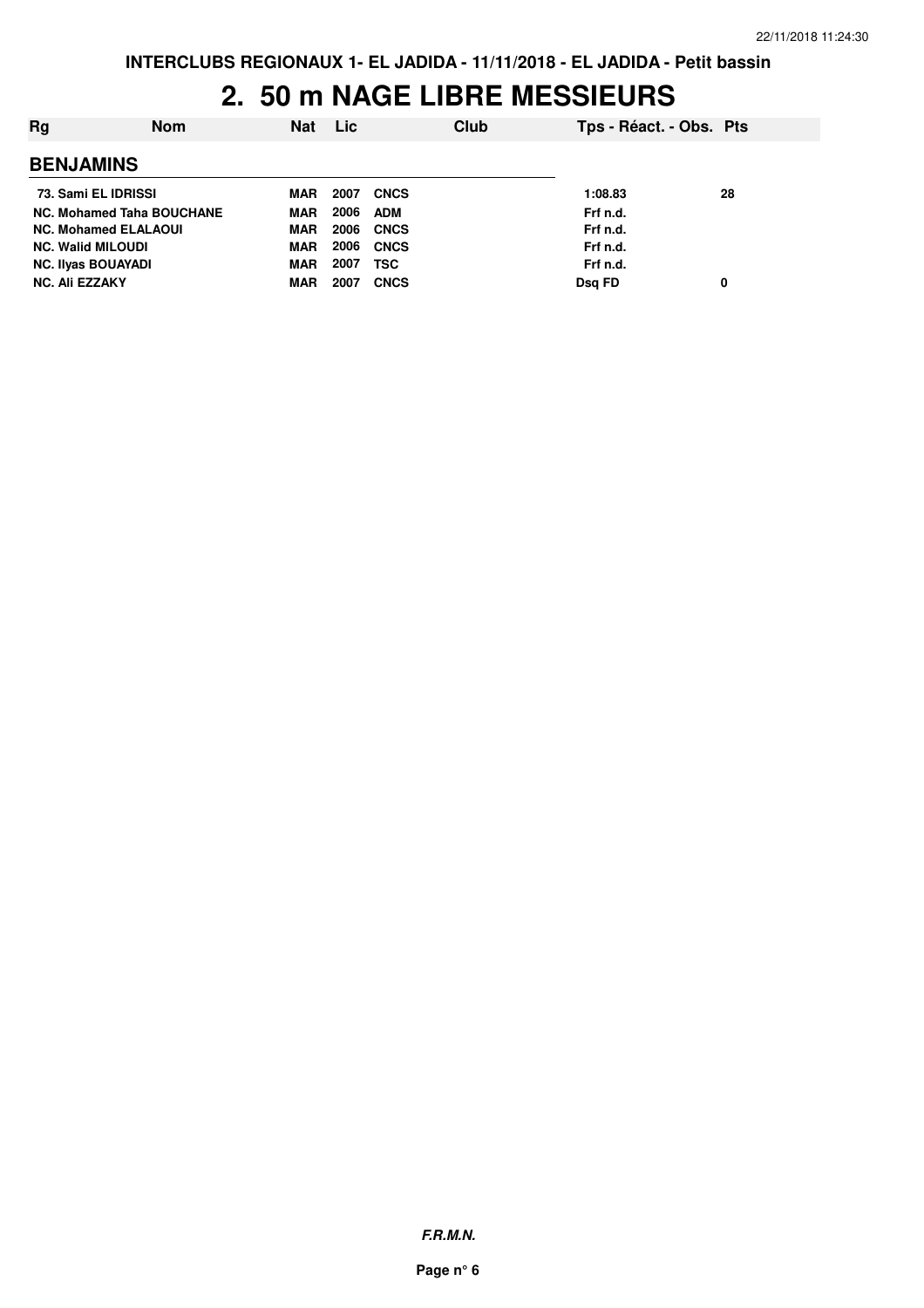**INTERCLUBS REGIONAUX 1- EL JADIDA - 11/11/2018 - EL JADIDA - Petit bassin**

# 2. 50 m NAGE LIBRE MESSIEURS

| Rg | Nom | Nat | Lic | Club | Tps - Réact. - Obs. | Pts |
|---|---|---|---|---|---|---|

## BENJAMINS

| Rg | Nom | Nat | Lic | Club | Tps - Réact. - Obs. | Pts |
|---|---|---|---|---|---|---|
| 73. | Sami EL IDRISSI | MAR | 2007 | CNCS | 1:08.83 | 28 |
| NC. | Mohamed Taha BOUCHANE | MAR | 2006 | ADM | Frf n.d. | |
| NC. | Mohamed ELALAOUI | MAR | 2006 | CNCS | Frf n.d. | |
| NC. | Walid MILOUDI | MAR | 2006 | CNCS | Frf n.d. | |
| NC. | Ilyas BOUAYADI | MAR | 2007 | TSC | Frf n.d. | |
| NC. | Ali EZZAKY | MAR | 2007 | CNCS | Dsq FD | 0 |

*F.R.M.N.*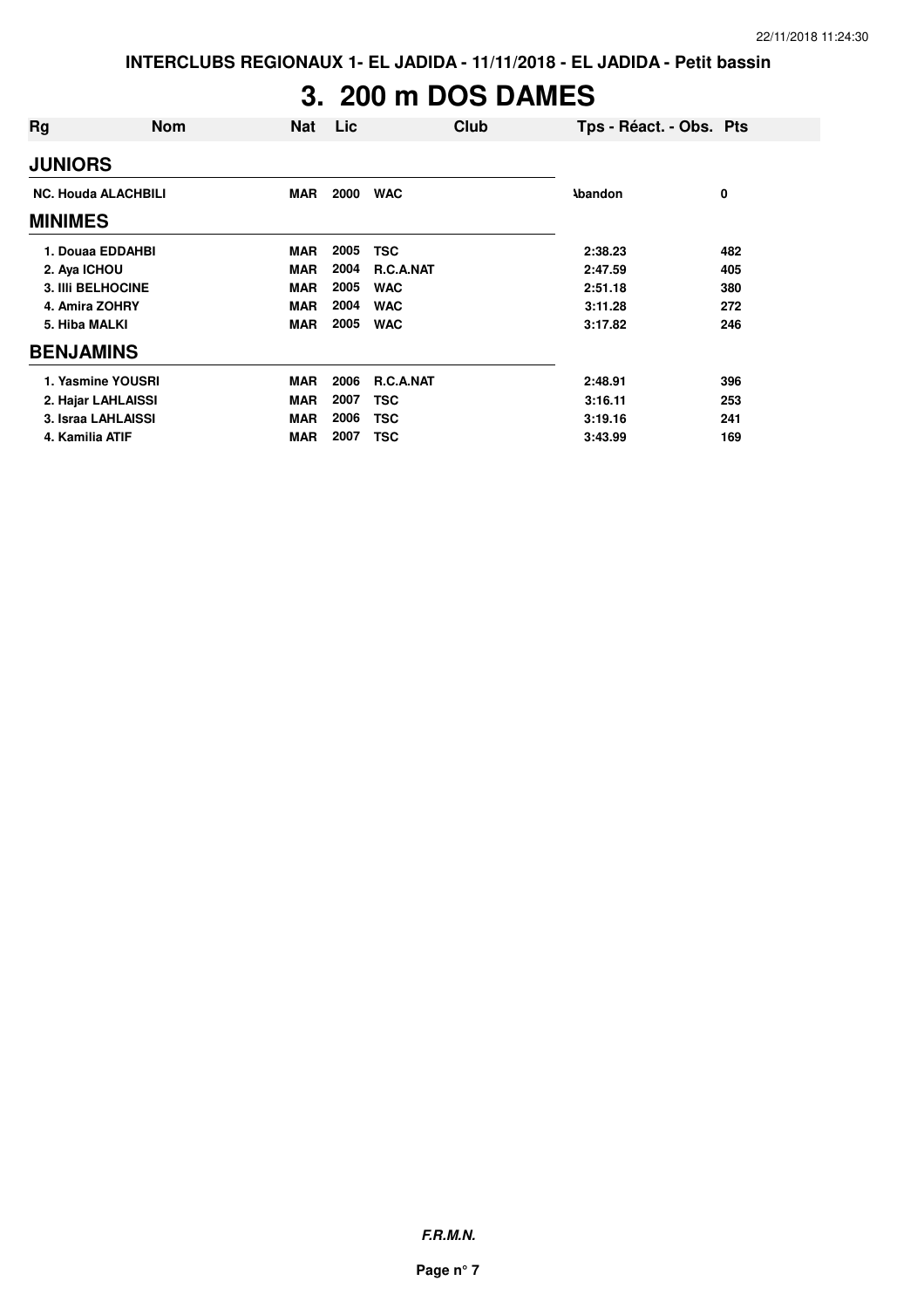INTERCLUBS REGIONAUX 1- EL JADIDA - 11/11/2018 - EL JADIDA - Petit bassin

# 3. 200 m DOS DAMES

| Rg | Nom | Nat | Lic | Club | Tps - Réact. - Obs. | Pts |
|---|---|---|---|---|---|---|
| **JUNIORS** | | | | | | |
| NC. | Houda ALACHBILI | MAR | 2000 | WAC | Abandon | 0 |
| **MINIMES** | | | | | | |
| 1. | Douaa EDDAHBI | MAR | 2005 | TSC | 2:38.23 | 482 |
| 2. | Aya ICHOU | MAR | 2004 | R.C.A.NAT | 2:47.59 | 405 |
| 3. | Illi BELHOCINE | MAR | 2005 | WAC | 2:51.18 | 380 |
| 4. | Amira ZOHRY | MAR | 2004 | WAC | 3:11.28 | 272 |
| 5. | Hiba MALKI | MAR | 2005 | WAC | 3:17.82 | 246 |
| **BENJAMINS** | | | | | | |
| 1. | Yasmine YOUSRI | MAR | 2006 | R.C.A.NAT | 2:48.91 | 396 |
| 2. | Hajar LAHLAISSI | MAR | 2007 | TSC | 3:16.11 | 253 |
| 3. | Israa LAHLAISSI | MAR | 2006 | TSC | 3:19.16 | 241 |
| 4. | Kamilia ATIF | MAR | 2007 | TSC | 3:43.99 | 169 |

***F.R.M.N.***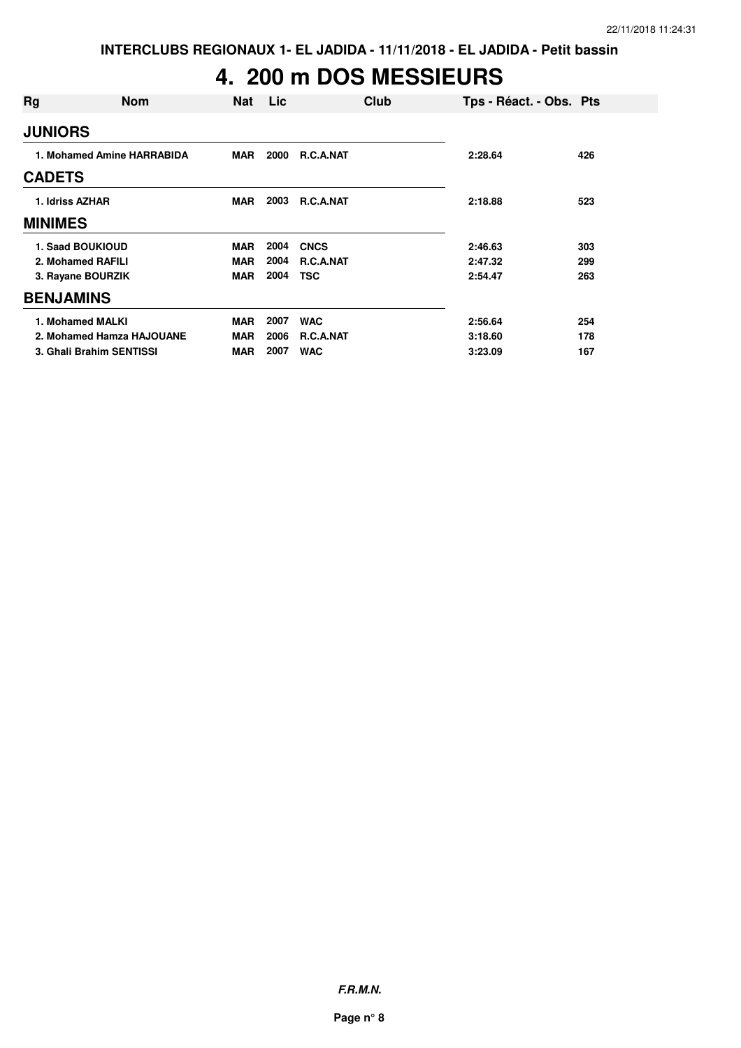INTERCLUBS REGIONAUX 1- EL JADIDA - 11/11/2018 - EL JADIDA - Petit bassin

# 4. 200 m DOS MESSIEURS

| Rg | Nom | Nat | Lic | Club | Tps - Réact. - Obs. | Pts |
|---|---|---|---|---|---|---|
| **JUNIORS** | | | | | | |
| 1. | Mohamed Amine HARRABIDA | MAR | 2000 | R.C.A.NAT | 2:28.64 | 426 |
| **CADETS** | | | | | | |
| 1. | Idriss AZHAR | MAR | 2003 | R.C.A.NAT | 2:18.88 | 523 |
| **MINIMES** | | | | | | |
| 1. | Saad BOUKIOUD | MAR | 2004 | CNCS | 2:46.63 | 303 |
| 2. | Mohamed RAFILI | MAR | 2004 | R.C.A.NAT | 2:47.32 | 299 |
| 3. | Rayane BOURZIK | MAR | 2004 | TSC | 2:54.47 | 263 |
| **BENJAMINS** | | | | | | |
| 1. | Mohamed MALKI | MAR | 2007 | WAC | 2:56.64 | 254 |
| 2. | Mohamed Hamza HAJOUANE | MAR | 2006 | R.C.A.NAT | 3:18.60 | 178 |
| 3. | Ghali Brahim SENTISSI | MAR | 2007 | WAC | 3:23.09 | 167 |

***F.R.M.N.***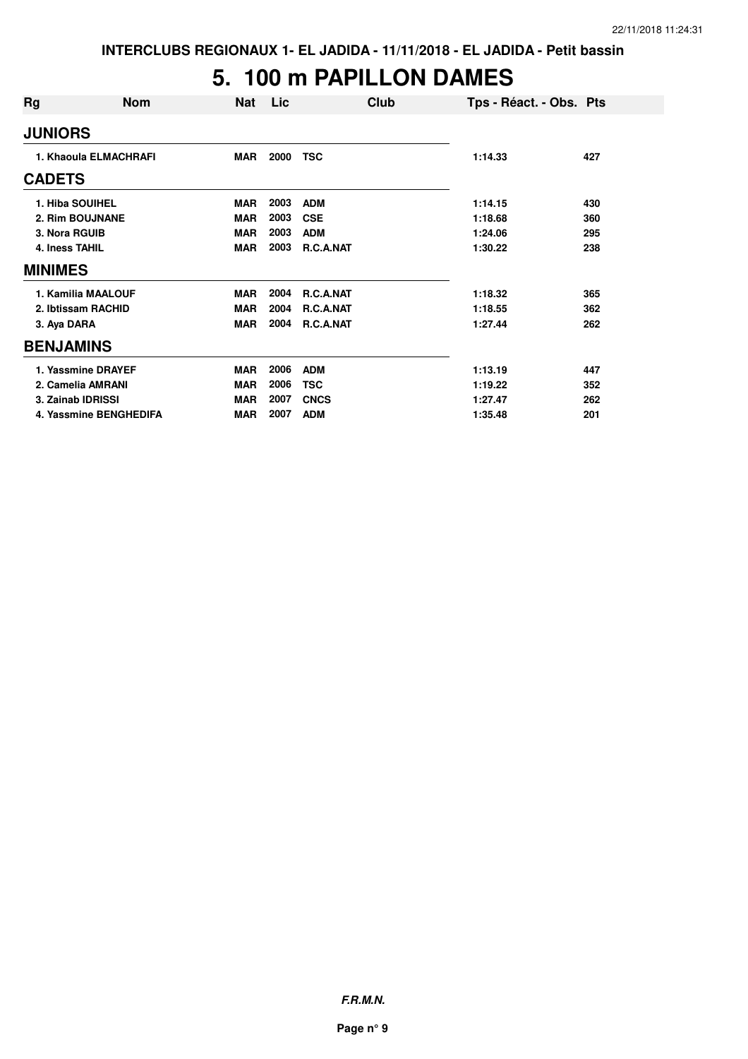INTERCLUBS REGIONAUX 1- EL JADIDA - 11/11/2018 - EL JADIDA - Petit bassin

# 5. 100 m PAPILLON DAMES

| Rg | Nom | Nat | Lic | Club | Tps - Réact. - Obs. | Pts |
|---|---|---|---|---|---|---|
| **JUNIORS** | | | | | | |
| 1. | Khaoula ELMACHRAFI | MAR | 2000 | TSC | 1:14.33 | 427 |
| **CADETS** | | | | | | |
| 1. | Hiba SOUIHEL | MAR | 2003 | ADM | 1:14.15 | 430 |
| 2. | Rim BOUJNANE | MAR | 2003 | CSE | 1:18.68 | 360 |
| 3. | Nora RGUIB | MAR | 2003 | ADM | 1:24.06 | 295 |
| 4. | Iness TAHIL | MAR | 2003 | R.C.A.NAT | 1:30.22 | 238 |
| **MINIMES** | | | | | | |
| 1. | Kamilia MAALOUF | MAR | 2004 | R.C.A.NAT | 1:18.32 | 365 |
| 2. | Ibtissam RACHID | MAR | 2004 | R.C.A.NAT | 1:18.55 | 362 |
| 3. | Aya DARA | MAR | 2004 | R.C.A.NAT | 1:27.44 | 262 |
| **BENJAMINS** | | | | | | |
| 1. | Yassmine DRAYEF | MAR | 2006 | ADM | 1:13.19 | 447 |
| 2. | Camelia AMRANI | MAR | 2006 | TSC | 1:19.22 | 352 |
| 3. | Zainab IDRISSI | MAR | 2007 | CNCS | 1:27.47 | 262 |
| 4. | Yassmine BENGHEDIFA | MAR | 2007 | ADM | 1:35.48 | 201 |

***F.R.M.N.***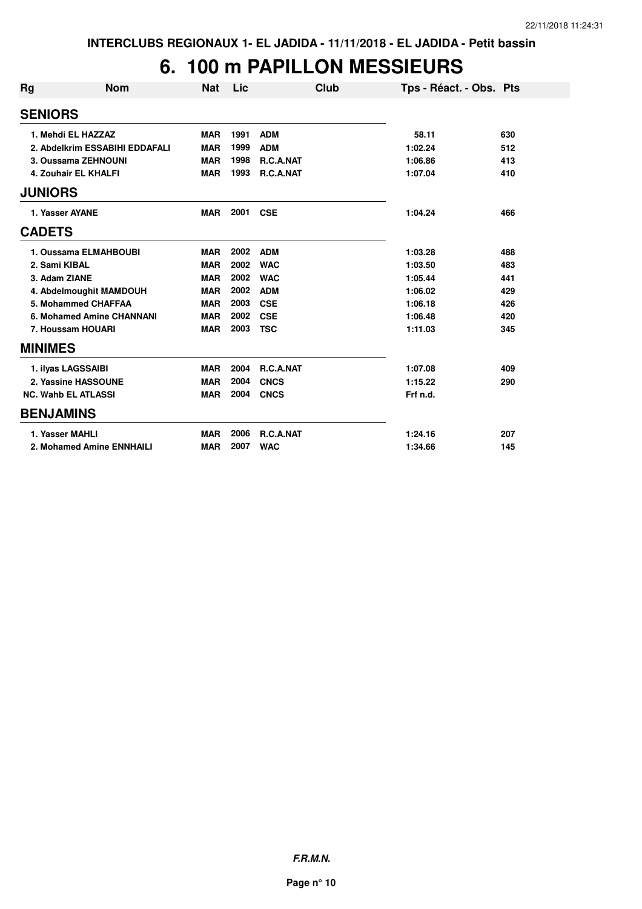INTERCLUBS REGIONAUX 1- EL JADIDA - 11/11/2018 - EL JADIDA - Petit bassin

# 6. 100 m PAPILLON MESSIEURS

| Rg | Nom | Nat | Lic | Club | Tps - Réact. - Obs. | Pts |
|---|---|---|---|---|---|---|
| **SENIORS** | | | | | | |
| 1. Mehdi EL HAZZAZ | | MAR | 1991 | ADM | 58.11 | 630 |
| 2. Abdelkrim ESSABIHI EDDAFALI | | MAR | 1999 | ADM | 1:02.24 | 512 |
| 3. Oussama ZEHNOUNI | | MAR | 1998 | R.C.A.NAT | 1:06.86 | 413 |
| 4. Zouhair EL KHALFI | | MAR | 1993 | R.C.A.NAT | 1:07.04 | 410 |
| **JUNIORS** | | | | | | |
| 1. Yasser AYANE | | MAR | 2001 | CSE | 1:04.24 | 466 |
| **CADETS** | | | | | | |
| 1. Oussama ELMAHBOUBI | | MAR | 2002 | ADM | 1:03.28 | 488 |
| 2. Sami KIBAL | | MAR | 2002 | WAC | 1:03.50 | 483 |
| 3. Adam ZIANE | | MAR | 2002 | WAC | 1:05.44 | 441 |
| 4. Abdelmoughit MAMDOUH | | MAR | 2002 | ADM | 1:06.02 | 429 |
| 5. Mohammed CHAFFAA | | MAR | 2003 | CSE | 1:06.18 | 426 |
| 6. Mohamed Amine CHANNANI | | MAR | 2002 | CSE | 1:06.48 | 420 |
| 7. Houssam HOUARI | | MAR | 2003 | TSC | 1:11.03 | 345 |
| **MINIMES** | | | | | | |
| 1. ilyas LAGSSAIBI | | MAR | 2004 | R.C.A.NAT | 1:07.08 | 409 |
| 2. Yassine HASSOUNE | | MAR | 2004 | CNCS | 1:15.22 | 290 |
| NC. Wahb EL ATLASSI | | MAR | 2004 | CNCS | Frf n.d. | |
| **BENJAMINS** | | | | | | |
| 1. Yasser MAHLI | | MAR | 2006 | R.C.A.NAT | 1:24.16 | 207 |
| 2. Mohamed Amine ENNHAILI | | MAR | 2007 | WAC | 1:34.66 | 145 |

***F.R.M.N.***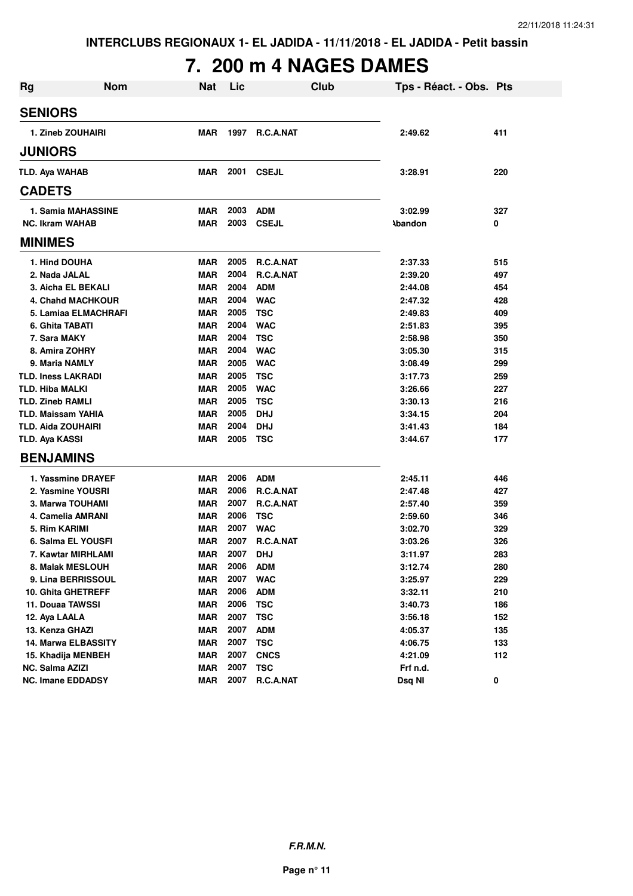INTERCLUBS REGIONAUX 1- EL JADIDA - 11/11/2018 - EL JADIDA - Petit bassin

# 7. 200 m 4 NAGES DAMES

| Rg | Nom | Nat | Lic | Club | Tps - Réact. - Obs. | Pts |
|---|---|---|---|---|---|---|
| **SENIORS** | | | | | | |
| 1. | Zineb ZOUHAIRI | MAR | 1997 | R.C.A.NAT | 2:49.62 | 411 |
| **JUNIORS** | | | | | | |
| TLD. | Aya WAHAB | MAR | 2001 | CSEJL | 3:28.91 | 220 |
| **CADETS** | | | | | | |
| 1. | Samia MAHASSINE | MAR | 2003 | ADM | 3:02.99 | 327 |
| NC. | Ikram WAHAB | MAR | 2003 | CSEJL | Abandon | 0 |
| **MINIMES** | | | | | | |
| 1. | Hind DOUHA | MAR | 2005 | R.C.A.NAT | 2:37.33 | 515 |
| 2. | Nada JALAL | MAR | 2004 | R.C.A.NAT | 2:39.20 | 497 |
| 3. | Aicha EL BEKALI | MAR | 2004 | ADM | 2:44.08 | 454 |
| 4. | Chahd MACHKOUR | MAR | 2004 | WAC | 2:47.32 | 428 |
| 5. | Lamiaa ELMACHRAFI | MAR | 2005 | TSC | 2:49.83 | 409 |
| 6. | Ghita TABATI | MAR | 2004 | WAC | 2:51.83 | 395 |
| 7. | Sara MAKY | MAR | 2004 | TSC | 2:58.98 | 350 |
| 8. | Amira ZOHRY | MAR | 2004 | WAC | 3:05.30 | 315 |
| 9. | Maria NAMLY | MAR | 2005 | WAC | 3:08.49 | 299 |
| TLD. | Iness LAKRADI | MAR | 2005 | TSC | 3:17.73 | 259 |
| TLD. | Hiba MALKI | MAR | 2005 | WAC | 3:26.66 | 227 |
| TLD. | Zineb RAMLI | MAR | 2005 | TSC | 3:30.13 | 216 |
| TLD. | Maissam YAHIA | MAR | 2005 | DHJ | 3:34.15 | 204 |
| TLD. | Aida ZOUHAIRI | MAR | 2004 | DHJ | 3:41.43 | 184 |
| TLD. | Aya KASSI | MAR | 2005 | TSC | 3:44.67 | 177 |
| **BENJAMINS** | | | | | | |
| 1. | Yassmine DRAYEF | MAR | 2006 | ADM | 2:45.11 | 446 |
| 2. | Yasmine YOUSRI | MAR | 2006 | R.C.A.NAT | 2:47.48 | 427 |
| 3. | Marwa TOUHAMI | MAR | 2007 | R.C.A.NAT | 2:57.40 | 359 |
| 4. | Camelia AMRANI | MAR | 2006 | TSC | 2:59.60 | 346 |
| 5. | Rim KARIMI | MAR | 2007 | WAC | 3:02.70 | 329 |
| 6. | Salma EL YOUSFI | MAR | 2007 | R.C.A.NAT | 3:03.26 | 326 |
| 7. | Kawtar MIRHLAMI | MAR | 2007 | DHJ | 3:11.97 | 283 |
| 8. | Malak MESLOUH | MAR | 2006 | ADM | 3:12.74 | 280 |
| 9. | Lina BERRISSOUL | MAR | 2007 | WAC | 3:25.97 | 229 |
| 10. | Ghita GHETREFF | MAR | 2006 | ADM | 3:32.11 | 210 |
| 11. | Douaa TAWSSI | MAR | 2006 | TSC | 3:40.73 | 186 |
| 12. | Aya LAALA | MAR | 2007 | TSC | 3:56.18 | 152 |
| 13. | Kenza GHAZI | MAR | 2007 | ADM | 4:05.37 | 135 |
| 14. | Marwa ELBASSITY | MAR | 2007 | TSC | 4:06.75 | 133 |
| 15. | Khadija MENBEH | MAR | 2007 | CNCS | 4:21.09 | 112 |
| NC. | Salma AZIZI | MAR | 2007 | TSC | Frf n.d. | |
| NC. | Imane EDDADSY | MAR | 2007 | R.C.A.NAT | Dsq NI | 0 |

*F.R.M.N.*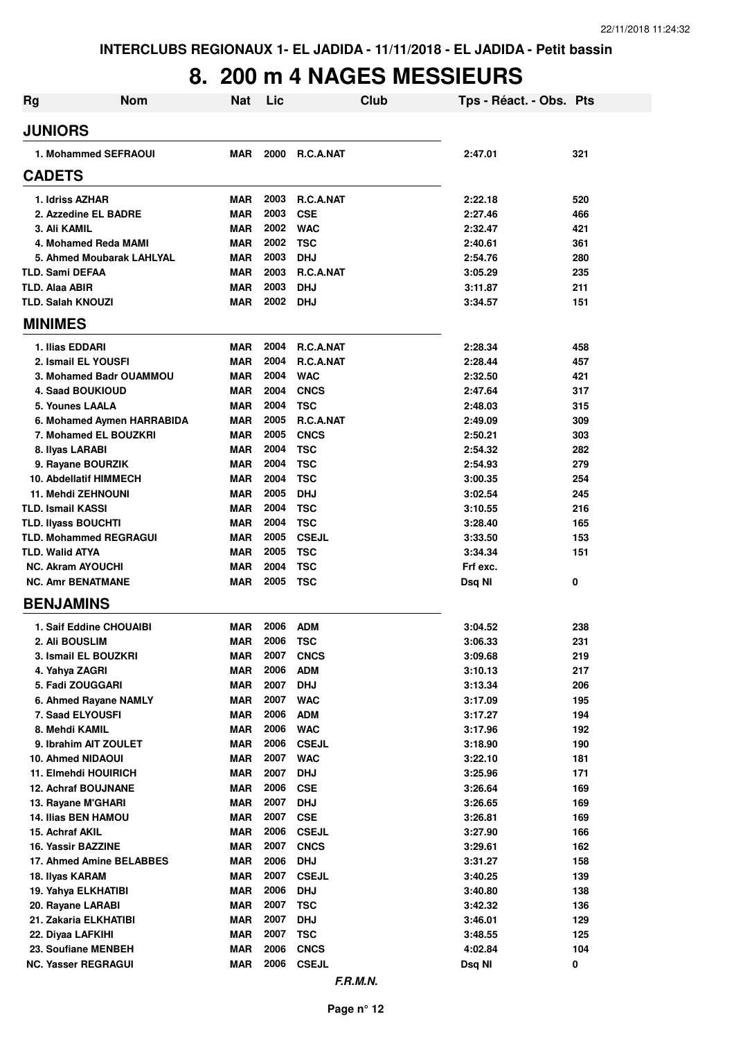INTERCLUBS REGIONAUX 1- EL JADIDA - 11/11/2018 - EL JADIDA - Petit bassin

# 8. 200 m 4 NAGES MESSIEURS

| Rg | Nom | Nat | Lic | Club | Tps - Réact. - Obs. | Pts |
|---|---|---|---|---|---|---|
| **JUNIORS** | | | | | | |
| 1. Mohammed SEFRAOUI | | MAR | 2000 | R.C.A.NAT | 2:47.01 | 321 |
| **CADETS** | | | | | | |
| 1. Idriss AZHAR | | MAR | 2003 | R.C.A.NAT | 2:22.18 | 520 |
| 2. Azzedine EL BADRE | | MAR | 2003 | CSE | 2:27.46 | 466 |
| 3. Ali KAMIL | | MAR | 2002 | WAC | 2:32.47 | 421 |
| 4. Mohamed Reda MAMI | | MAR | 2002 | TSC | 2:40.61 | 361 |
| 5. Ahmed Moubarak LAHLYAL | | MAR | 2003 | DHJ | 2:54.76 | 280 |
| TLD. Sami DEFAA | | MAR | 2003 | R.C.A.NAT | 3:05.29 | 235 |
| TLD. Alaa ABIR | | MAR | 2003 | DHJ | 3:11.87 | 211 |
| TLD. Salah KNOUZI | | MAR | 2002 | DHJ | 3:34.57 | 151 |
| **MINIMES** | | | | | | |
| 1. Ilias EDDARI | | MAR | 2004 | R.C.A.NAT | 2:28.34 | 458 |
| 2. Ismail EL YOUSFI | | MAR | 2004 | R.C.A.NAT | 2:28.44 | 457 |
| 3. Mohamed Badr OUAMMOU | | MAR | 2004 | WAC | 2:32.50 | 421 |
| 4. Saad BOUKIOUD | | MAR | 2004 | CNCS | 2:47.64 | 317 |
| 5. Younes LAALA | | MAR | 2004 | TSC | 2:48.03 | 315 |
| 6. Mohamed Aymen HARRABIDA | | MAR | 2005 | R.C.A.NAT | 2:49.09 | 309 |
| 7. Mohamed EL BOUZKRI | | MAR | 2005 | CNCS | 2:50.21 | 303 |
| 8. Ilyas LARABI | | MAR | 2004 | TSC | 2:54.32 | 282 |
| 9. Rayane BOURZIK | | MAR | 2004 | TSC | 2:54.93 | 279 |
| 10. Abdellatif HIMMECH | | MAR | 2004 | TSC | 3:00.35 | 254 |
| 11. Mehdi ZEHNOUNI | | MAR | 2005 | DHJ | 3:02.54 | 245 |
| TLD. Ismail KASSI | | MAR | 2004 | TSC | 3:10.55 | 216 |
| TLD. Ilyass BOUCHTI | | MAR | 2004 | TSC | 3:28.40 | 165 |
| TLD. Mohammed REGRAGUI | | MAR | 2005 | CSEJL | 3:33.50 | 153 |
| TLD. Walid ATYA | | MAR | 2005 | TSC | 3:34.34 | 151 |
| NC. Akram AYOUCHI | | MAR | 2004 | TSC | Frf exc. | |
| NC. Amr BENATMANE | | MAR | 2005 | TSC | Dsq NI | 0 |
| **BENJAMINS** | | | | | | |
| 1. Saif Eddine CHOUAIBI | | MAR | 2006 | ADM | 3:04.52 | 238 |
| 2. Ali BOUSLIM | | MAR | 2006 | TSC | 3:06.33 | 231 |
| 3. Ismail EL BOUZKRI | | MAR | 2007 | CNCS | 3:09.68 | 219 |
| 4. Yahya ZAGRI | | MAR | 2006 | ADM | 3:10.13 | 217 |
| 5. Fadi ZOUGGARI | | MAR | 2007 | DHJ | 3:13.34 | 206 |
| 6. Ahmed Rayane NAMLY | | MAR | 2007 | WAC | 3:17.09 | 195 |
| 7. Saad ELYOUSFI | | MAR | 2006 | ADM | 3:17.27 | 194 |
| 8. Mehdi KAMIL | | MAR | 2006 | WAC | 3:17.96 | 192 |
| 9. Ibrahim AIT ZOULET | | MAR | 2006 | CSEJL | 3:18.90 | 190 |
| 10. Ahmed NIDAOUI | | MAR | 2007 | WAC | 3:22.10 | 181 |
| 11. Elmehdi HOUIRICH | | MAR | 2007 | DHJ | 3:25.96 | 171 |
| 12. Achraf BOUJNANE | | MAR | 2006 | CSE | 3:26.64 | 169 |
| 13. Rayane M'GHARI | | MAR | 2007 | DHJ | 3:26.65 | 169 |
| 14. Ilias BEN HAMOU | | MAR | 2007 | CSE | 3:26.81 | 169 |
| 15. Achraf AKIL | | MAR | 2006 | CSEJL | 3:27.90 | 166 |
| 16. Yassir BAZZINE | | MAR | 2007 | CNCS | 3:29.61 | 162 |
| 17. Ahmed Amine BELABBES | | MAR | 2006 | DHJ | 3:31.27 | 158 |
| 18. Ilyas KARAM | | MAR | 2007 | CSEJL | 3:40.25 | 139 |
| 19. Yahya ELKHATIBI | | MAR | 2006 | DHJ | 3:40.80 | 138 |
| 20. Rayane LARABI | | MAR | 2007 | TSC | 3:42.32 | 136 |
| 21. Zakaria ELKHATIBI | | MAR | 2007 | DHJ | 3:46.01 | 129 |
| 22. Diyaa LAFKIHI | | MAR | 2007 | TSC | 3:48.55 | 125 |
| 23. Soufiane MENBEH | | MAR | 2006 | CNCS | 4:02.84 | 104 |
| NC. Yasser REGRAGUI | | MAR | 2006 | CSEJL | Dsq NI | 0 |

*F.R.M.N.*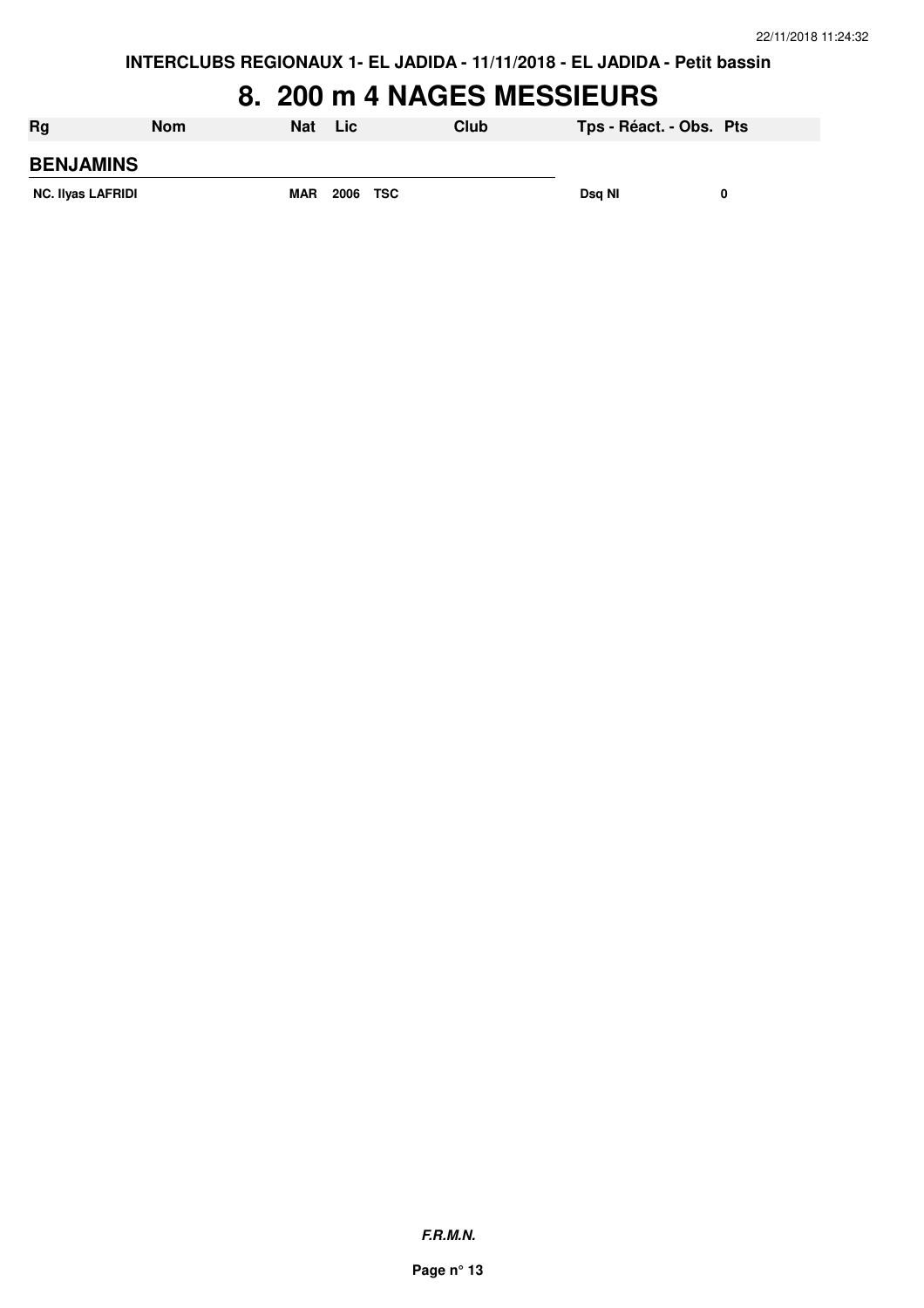# 8. 200 m 4 NAGES MESSIEURS

| Rg | Nom | Nat | Lic | Club | Tps - Réact. - Obs. | Pts |
|---|---|---|---|---|---|---|
| **BENJAMINS** | | | | | | |
| NC. | Ilyas LAFRIDI | MAR | 2006 | TSC | Dsq NI | 0 |

***F.R.M.N.***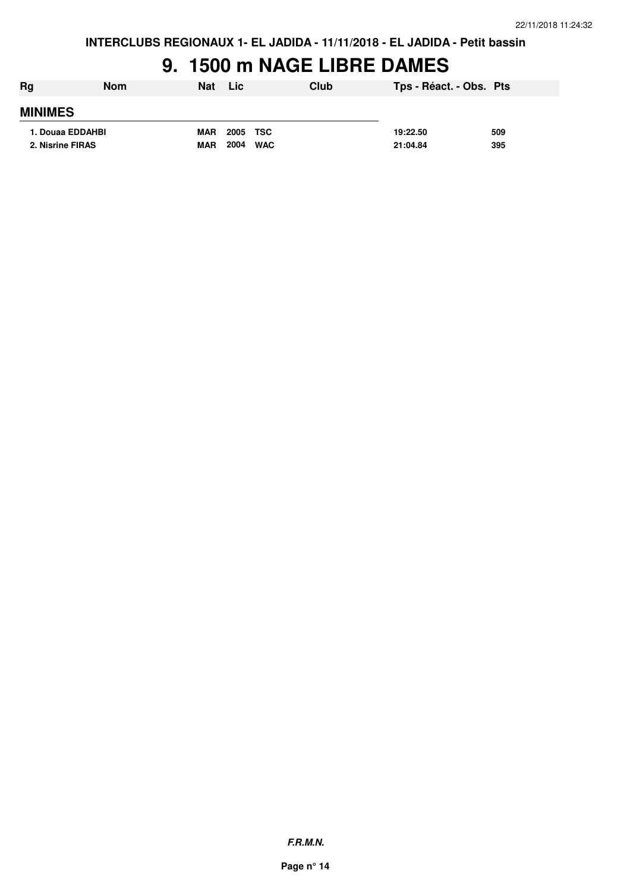INTERCLUBS REGIONAUX 1- EL JADIDA - 11/11/2018 - EL JADIDA - Petit bassin

# 9. 1500 m NAGE LIBRE DAMES

| Rg | Nom | Nat | Lic | Club | Tps - Réact. - Obs. | Pts |
|---|---|---|---|---|---|---|
| **MINIMES** | | | | | | |
| 1. | Douaa EDDAHBI | MAR | 2005 | TSC | 19:22.50 | 509 |
| 2. | Nisrine FIRAS | MAR | 2004 | WAC | 21:04.84 | 395 |

*F.R.M.N.*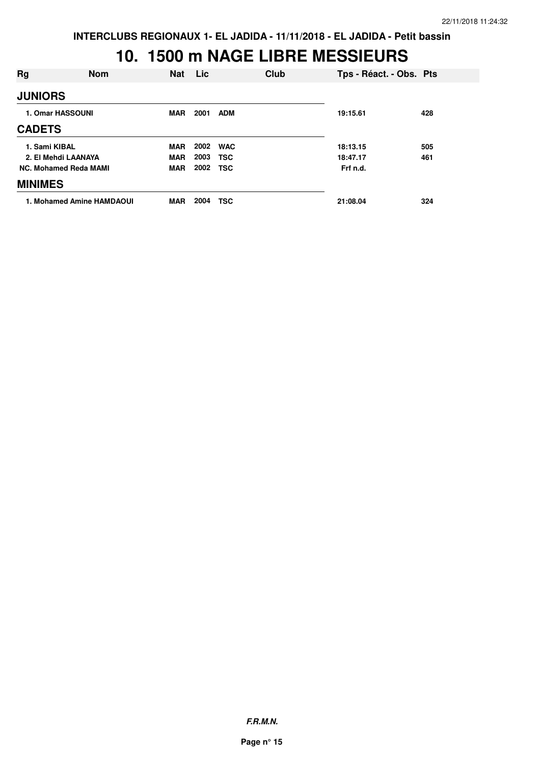INTERCLUBS REGIONAUX 1- EL JADIDA - 11/11/2018 - EL JADIDA - Petit bassin

# 10. 1500 m NAGE LIBRE MESSIEURS

| Rg | Nom | Nat | Lic | Club | Tps - Réact. - Obs. | Pts |
|---|---|---|---|---|---|---|
| **JUNIORS** | | | | | | |
| 1. Omar HASSOUNI | | MAR | 2001 | ADM | 19:15.61 | 428 |
| **CADETS** | | | | | | |
| 1. Sami KIBAL | | MAR | 2002 | WAC | 18:13.15 | 505 |
| 2. El Mehdi LAANAYA | | MAR | 2003 | TSC | 18:47.17 | 461 |
| NC. Mohamed Reda MAMI | | MAR | 2002 | TSC | Frf n.d. | |
| **MINIMES** | | | | | | |
| 1. Mohamed Amine HAMDAOUI | | MAR | 2004 | TSC | 21:08.04 | 324 |

*F.R.M.N.*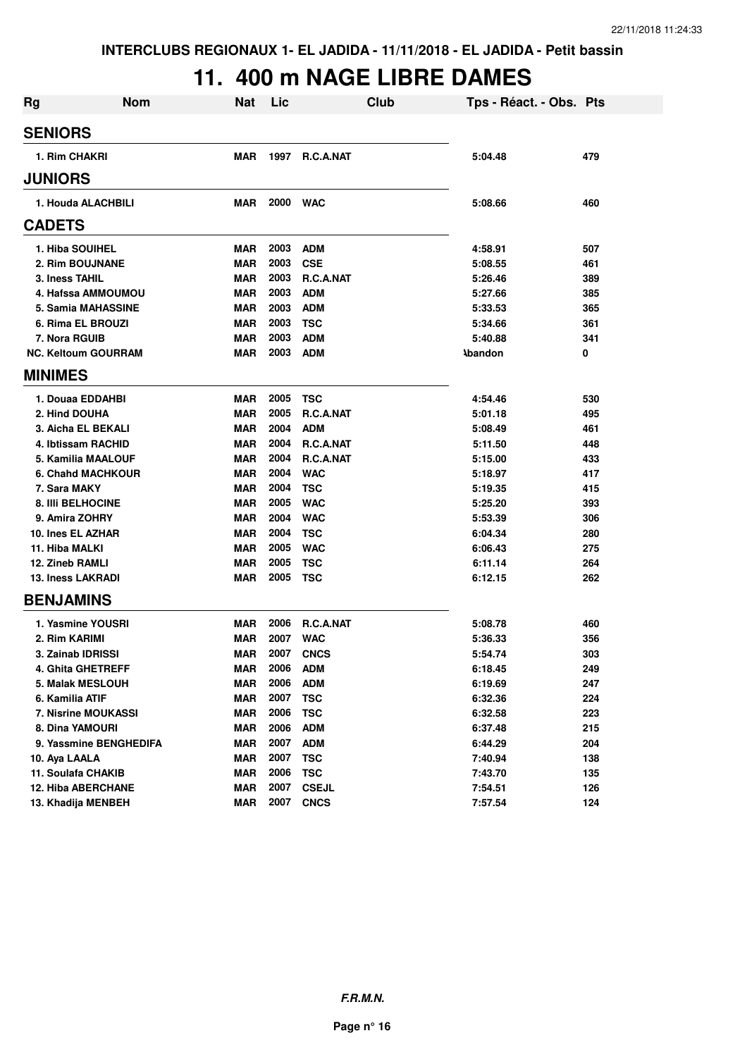# 11. 400 m NAGE LIBRE DAMES

| Rg | Nom | Nat | Lic | Club | Tps - Réact. - Obs. | Pts |
|---|---|---|---|---|---|---|
| **SENIORS** | | | | | | |
| 1. | Rim CHAKRI | MAR | 1997 | R.C.A.NAT | 5:04.48 | 479 |
| **JUNIORS** | | | | | | |
| 1. | Houda ALACHBILI | MAR | 2000 | WAC | 5:08.66 | 460 |
| **CADETS** | | | | | | |
| 1. | Hiba SOUIHEL | MAR | 2003 | ADM | 4:58.91 | 507 |
| 2. | Rim BOUJNANE | MAR | 2003 | CSE | 5:08.55 | 461 |
| 3. | Iness TAHIL | MAR | 2003 | R.C.A.NAT | 5:26.46 | 389 |
| 4. | Hafssa AMMOUMOU | MAR | 2003 | ADM | 5:27.66 | 385 |
| 5. | Samia MAHASSINE | MAR | 2003 | ADM | 5:33.53 | 365 |
| 6. | Rima EL BROUZI | MAR | 2003 | TSC | 5:34.66 | 361 |
| 7. | Nora RGUIB | MAR | 2003 | ADM | 5:40.88 | 341 |
| NC. | Keltoum GOURRAM | MAR | 2003 | ADM | Abandon | 0 |
| **MINIMES** | | | | | | |
| 1. | Douaa EDDAHBI | MAR | 2005 | TSC | 4:54.46 | 530 |
| 2. | Hind DOUHA | MAR | 2005 | R.C.A.NAT | 5:01.18 | 495 |
| 3. | Aicha EL BEKALI | MAR | 2004 | ADM | 5:08.49 | 461 |
| 4. | Ibtissam RACHID | MAR | 2004 | R.C.A.NAT | 5:11.50 | 448 |
| 5. | Kamilia MAALOUF | MAR | 2004 | R.C.A.NAT | 5:15.00 | 433 |
| 6. | Chahd MACHKOUR | MAR | 2004 | WAC | 5:18.97 | 417 |
| 7. | Sara MAKY | MAR | 2004 | TSC | 5:19.35 | 415 |
| 8. | Illi BELHOCINE | MAR | 2005 | WAC | 5:25.20 | 393 |
| 9. | Amira ZOHRY | MAR | 2004 | WAC | 5:53.39 | 306 |
| 10. | Ines EL AZHAR | MAR | 2004 | TSC | 6:04.34 | 280 |
| 11. | Hiba MALKI | MAR | 2005 | WAC | 6:06.43 | 275 |
| 12. | Zineb RAMLI | MAR | 2005 | TSC | 6:11.14 | 264 |
| 13. | Iness LAKRADI | MAR | 2005 | TSC | 6:12.15 | 262 |
| **BENJAMINS** | | | | | | |
| 1. | Yasmine YOUSRI | MAR | 2006 | R.C.A.NAT | 5:08.78 | 460 |
| 2. | Rim KARIMI | MAR | 2007 | WAC | 5:36.33 | 356 |
| 3. | Zainab IDRISSI | MAR | 2007 | CNCS | 5:54.74 | 303 |
| 4. | Ghita GHETREFF | MAR | 2006 | ADM | 6:18.45 | 249 |
| 5. | Malak MESLOUH | MAR | 2006 | ADM | 6:19.69 | 247 |
| 6. | Kamilia ATIF | MAR | 2007 | TSC | 6:32.36 | 224 |
| 7. | Nisrine MOUKASSI | MAR | 2006 | TSC | 6:32.58 | 223 |
| 8. | Dina YAMOURI | MAR | 2006 | ADM | 6:37.48 | 215 |
| 9. | Yassmine BENGHEDIFA | MAR | 2007 | ADM | 6:44.29 | 204 |
| 10. | Aya LAALA | MAR | 2007 | TSC | 7:40.94 | 138 |
| 11. | Soulafa CHAKIB | MAR | 2006 | TSC | 7:43.70 | 135 |
| 12. | Hiba ABERCHANE | MAR | 2007 | CSEJL | 7:54.51 | 126 |
| 13. | Khadija MENBEH | MAR | 2007 | CNCS | 7:57.54 | 124 |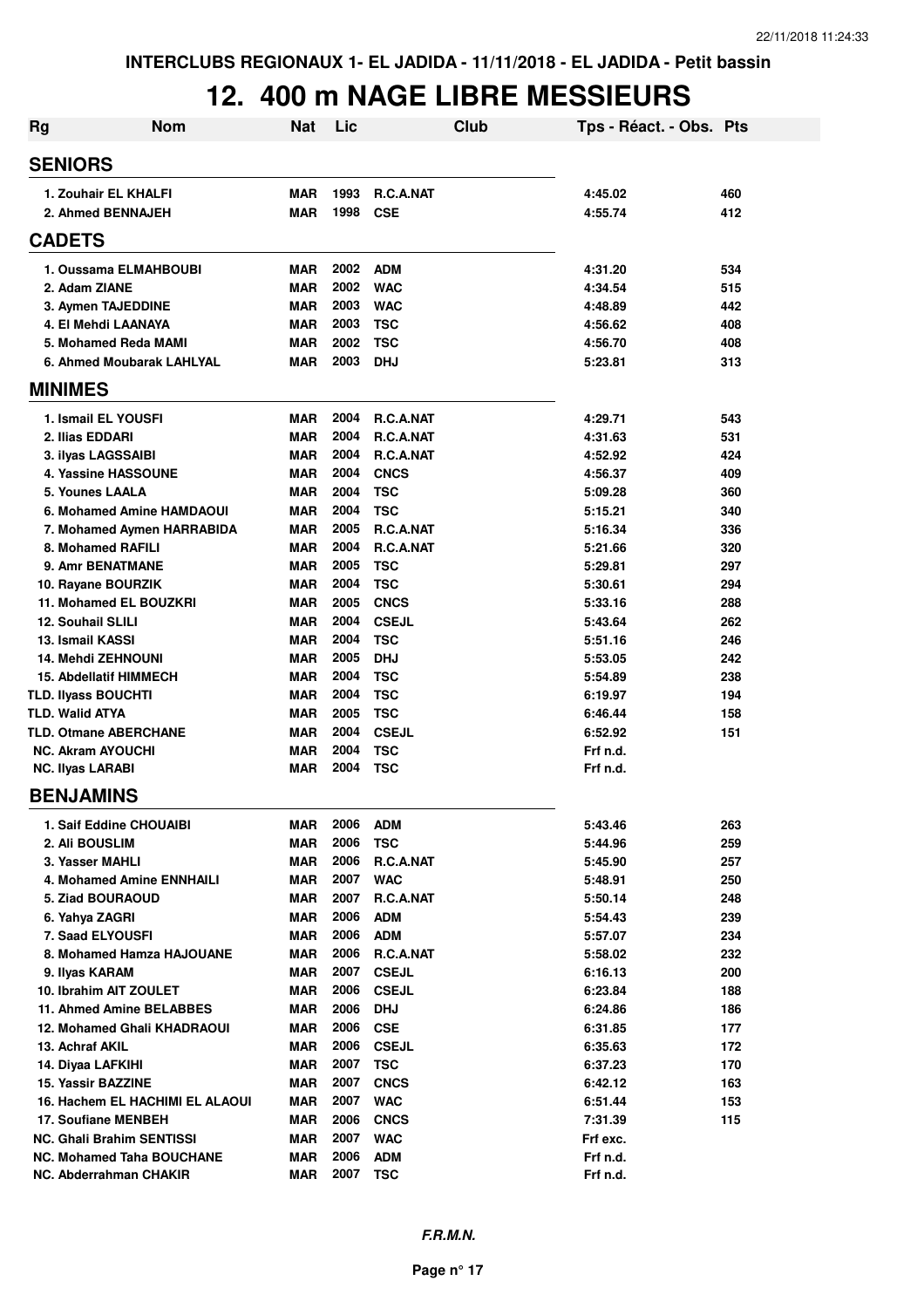INTERCLUBS REGIONAUX 1- EL JADIDA - 11/11/2018 - EL JADIDA - Petit bassin

# 12. 400 m NAGE LIBRE MESSIEURS

| Rg | Nom | Nat | Lic | Club | Tps - Réact. - Obs. | Pts |
|---|---|---|---|---|---|---|
| **SENIORS** | | | | | | |
| 1. Zouhair EL KHALFI | | MAR | 1993 | R.C.A.NAT | 4:45.02 | 460 |
| 2. Ahmed BENNAJEH | | MAR | 1998 | CSE | 4:55.74 | 412 |
| **CADETS** | | | | | | |
| 1. Oussama ELMAHBOUBI | | MAR | 2002 | ADM | 4:31.20 | 534 |
| 2. Adam ZIANE | | MAR | 2002 | WAC | 4:34.54 | 515 |
| 3. Aymen TAJEDDINE | | MAR | 2003 | WAC | 4:48.89 | 442 |
| 4. El Mehdi LAANAYA | | MAR | 2003 | TSC | 4:56.62 | 408 |
| 5. Mohamed Reda MAMI | | MAR | 2002 | TSC | 4:56.70 | 408 |
| 6. Ahmed Moubarak LAHLYAL | | MAR | 2003 | DHJ | 5:23.81 | 313 |
| **MINIMES** | | | | | | |
| 1. Ismail EL YOUSFI | | MAR | 2004 | R.C.A.NAT | 4:29.71 | 543 |
| 2. Ilias EDDARI | | MAR | 2004 | R.C.A.NAT | 4:31.63 | 531 |
| 3. ilyas LAGSSAIBI | | MAR | 2004 | R.C.A.NAT | 4:52.92 | 424 |
| 4. Yassine HASSOUNE | | MAR | 2004 | CNCS | 4:56.37 | 409 |
| 5. Younes LAALA | | MAR | 2004 | TSC | 5:09.28 | 360 |
| 6. Mohamed Amine HAMDAOUI | | MAR | 2004 | TSC | 5:15.21 | 340 |
| 7. Mohamed Aymen HARRABIDA | | MAR | 2005 | R.C.A.NAT | 5:16.34 | 336 |
| 8. Mohamed RAFILI | | MAR | 2004 | R.C.A.NAT | 5:21.66 | 320 |
| 9. Amr BENATMANE | | MAR | 2005 | TSC | 5:29.81 | 297 |
| 10. Rayane BOURZIK | | MAR | 2004 | TSC | 5:30.61 | 294 |
| 11. Mohamed EL BOUZKRI | | MAR | 2005 | CNCS | 5:33.16 | 288 |
| 12. Souhail SLILI | | MAR | 2004 | CSEJL | 5:43.64 | 262 |
| 13. Ismail KASSI | | MAR | 2004 | TSC | 5:51.16 | 246 |
| 14. Mehdi ZEHNOUNI | | MAR | 2005 | DHJ | 5:53.05 | 242 |
| 15. Abdellatif HIMMECH | | MAR | 2004 | TSC | 5:54.89 | 238 |
| TLD. Ilyass BOUCHTI | | MAR | 2004 | TSC | 6:19.97 | 194 |
| TLD. Walid ATYA | | MAR | 2005 | TSC | 6:46.44 | 158 |
| TLD. Otmane ABERCHANE | | MAR | 2004 | CSEJL | 6:52.92 | 151 |
| NC. Akram AYOUCHI | | MAR | 2004 | TSC | Frf n.d. | |
| NC. Ilyas LARABI | | MAR | 2004 | TSC | Frf n.d. | |
| **BENJAMINS** | | | | | | |
| 1. Saif Eddine CHOUAIBI | | MAR | 2006 | ADM | 5:43.46 | 263 |
| 2. Ali BOUSLIM | | MAR | 2006 | TSC | 5:44.96 | 259 |
| 3. Yasser MAHLI | | MAR | 2006 | R.C.A.NAT | 5:45.90 | 257 |
| 4. Mohamed Amine ENNHAILI | | MAR | 2007 | WAC | 5:48.91 | 250 |
| 5. Ziad BOURAOUD | | MAR | 2007 | R.C.A.NAT | 5:50.14 | 248 |
| 6. Yahya ZAGRI | | MAR | 2006 | ADM | 5:54.43 | 239 |
| 7. Saad ELYOUSFI | | MAR | 2006 | ADM | 5:57.07 | 234 |
| 8. Mohamed Hamza HAJOUANE | | MAR | 2006 | R.C.A.NAT | 5:58.02 | 232 |
| 9. Ilyas KARAM | | MAR | 2007 | CSEJL | 6:16.13 | 200 |
| 10. Ibrahim AIT ZOULET | | MAR | 2006 | CSEJL | 6:23.84 | 188 |
| 11. Ahmed Amine BELABBES | | MAR | 2006 | DHJ | 6:24.86 | 186 |
| 12. Mohamed Ghali KHADRAOUI | | MAR | 2006 | CSE | 6:31.85 | 177 |
| 13. Achraf AKIL | | MAR | 2006 | CSEJL | 6:35.63 | 172 |
| 14. Diyaa LAFKIHI | | MAR | 2007 | TSC | 6:37.23 | 170 |
| 15. Yassir BAZZINE | | MAR | 2007 | CNCS | 6:42.12 | 163 |
| 16. Hachem EL HACHIMI EL ALAOUI | | MAR | 2007 | WAC | 6:51.44 | 153 |
| 17. Soufiane MENBEH | | MAR | 2006 | CNCS | 7:31.39 | 115 |
| NC. Ghali Brahim SENTISSI | | MAR | 2007 | WAC | Frf exc. | |
| NC. Mohamed Taha BOUCHANE | | MAR | 2006 | ADM | Frf n.d. | |
| NC. Abderrahman CHAKIR | | MAR | 2007 | TSC | Frf n.d. | |

*F.R.M.N.*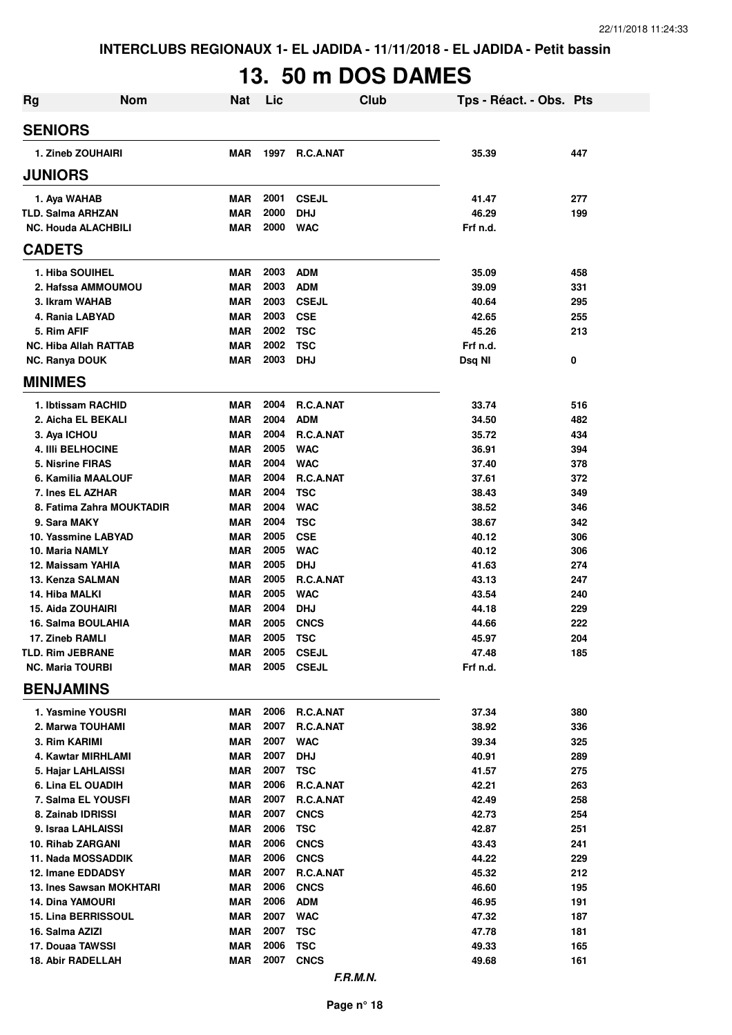INTERCLUBS REGIONAUX 1- EL JADIDA - 11/11/2018 - EL JADIDA - Petit bassin

# 13. 50 m DOS DAMES

| Rg | Nom | Nat | Lic | Club | Tps - Réact. - Obs. | Pts |
|---|---|---|---|---|---|---|
| **SENIORS** | | | | | | |
| 1. Zineb ZOUHAIRI | | MAR | 1997 | R.C.A.NAT | 35.39 | 447 |
| **JUNIORS** | | | | | | |
| 1. Aya WAHAB | | MAR | 2001 | CSEJL | 41.47 | 277 |
| TLD. Salma ARHZAN | | MAR | 2000 | DHJ | 46.29 | 199 |
| NC. Houda ALACHBILI | | MAR | 2000 | WAC | Frf n.d. | |
| **CADETS** | | | | | | |
| 1. Hiba SOUIHEL | | MAR | 2003 | ADM | 35.09 | 458 |
| 2. Hafssa AMMOUMOU | | MAR | 2003 | ADM | 39.09 | 331 |
| 3. Ikram WAHAB | | MAR | 2003 | CSEJL | 40.64 | 295 |
| 4. Rania LABYAD | | MAR | 2003 | CSE | 42.65 | 255 |
| 5. Rim AFIF | | MAR | 2002 | TSC | 45.26 | 213 |
| NC. Hiba Allah RATTAB | | MAR | 2002 | TSC | Frf n.d. | |
| NC. Ranya DOUK | | MAR | 2003 | DHJ | Dsq NI | 0 |
| **MINIMES** | | | | | | |
| 1. Ibtissam RACHID | | MAR | 2004 | R.C.A.NAT | 33.74 | 516 |
| 2. Aicha EL BEKALI | | MAR | 2004 | ADM | 34.50 | 482 |
| 3. Aya ICHOU | | MAR | 2004 | R.C.A.NAT | 35.72 | 434 |
| 4. Illi BELHOCINE | | MAR | 2005 | WAC | 36.91 | 394 |
| 5. Nisrine FIRAS | | MAR | 2004 | WAC | 37.40 | 378 |
| 6. Kamilia MAALOUF | | MAR | 2004 | R.C.A.NAT | 37.61 | 372 |
| 7. Ines EL AZHAR | | MAR | 2004 | TSC | 38.43 | 349 |
| 8. Fatima Zahra MOUKTADIR | | MAR | 2004 | WAC | 38.52 | 346 |
| 9. Sara MAKY | | MAR | 2004 | TSC | 38.67 | 342 |
| 10. Yassmine LABYAD | | MAR | 2005 | CSE | 40.12 | 306 |
| 10. Maria NAMLY | | MAR | 2005 | WAC | 40.12 | 306 |
| 12. Maissam YAHIA | | MAR | 2005 | DHJ | 41.63 | 274 |
| 13. Kenza SALMAN | | MAR | 2005 | R.C.A.NAT | 43.13 | 247 |
| 14. Hiba MALKI | | MAR | 2005 | WAC | 43.54 | 240 |
| 15. Aida ZOUHAIRI | | MAR | 2004 | DHJ | 44.18 | 229 |
| 16. Salma BOULAHIA | | MAR | 2005 | CNCS | 44.66 | 222 |
| 17. Zineb RAMLI | | MAR | 2005 | TSC | 45.97 | 204 |
| TLD. Rim JEBRANE | | MAR | 2005 | CSEJL | 47.48 | 185 |
| NC. Maria TOURBI | | MAR | 2005 | CSEJL | Frf n.d. | |
| **BENJAMINS** | | | | | | |
| 1. Yasmine YOUSRI | | MAR | 2006 | R.C.A.NAT | 37.34 | 380 |
| 2. Marwa TOUHAMI | | MAR | 2007 | R.C.A.NAT | 38.92 | 336 |
| 3. Rim KARIMI | | MAR | 2007 | WAC | 39.34 | 325 |
| 4. Kawtar MIRHLAMI | | MAR | 2007 | DHJ | 40.91 | 289 |
| 5. Hajar LAHLAISSI | | MAR | 2007 | TSC | 41.57 | 275 |
| 6. Lina EL OUADIH | | MAR | 2006 | R.C.A.NAT | 42.21 | 263 |
| 7. Salma EL YOUSFI | | MAR | 2007 | R.C.A.NAT | 42.49 | 258 |
| 8. Zainab IDRISSI | | MAR | 2007 | CNCS | 42.73 | 254 |
| 9. Israa LAHLAISSI | | MAR | 2006 | TSC | 42.87 | 251 |
| 10. Rihab ZARGANI | | MAR | 2006 | CNCS | 43.43 | 241 |
| 11. Nada MOSSADDIK | | MAR | 2006 | CNCS | 44.22 | 229 |
| 12. Imane EDDADSY | | MAR | 2007 | R.C.A.NAT | 45.32 | 212 |
| 13. Ines Sawsan MOKHTARI | | MAR | 2006 | CNCS | 46.60 | 195 |
| 14. Dina YAMOURI | | MAR | 2006 | ADM | 46.95 | 191 |
| 15. Lina BERRISSOUL | | MAR | 2007 | WAC | 47.32 | 187 |
| 16. Salma AZIZI | | MAR | 2007 | TSC | 47.78 | 181 |
| 17. Douaa TAWSSI | | MAR | 2006 | TSC | 49.33 | 165 |
| 18. Abir RADELLAH | | MAR | 2007 | CNCS | 49.68 | 161 |

*F.R.M.N.*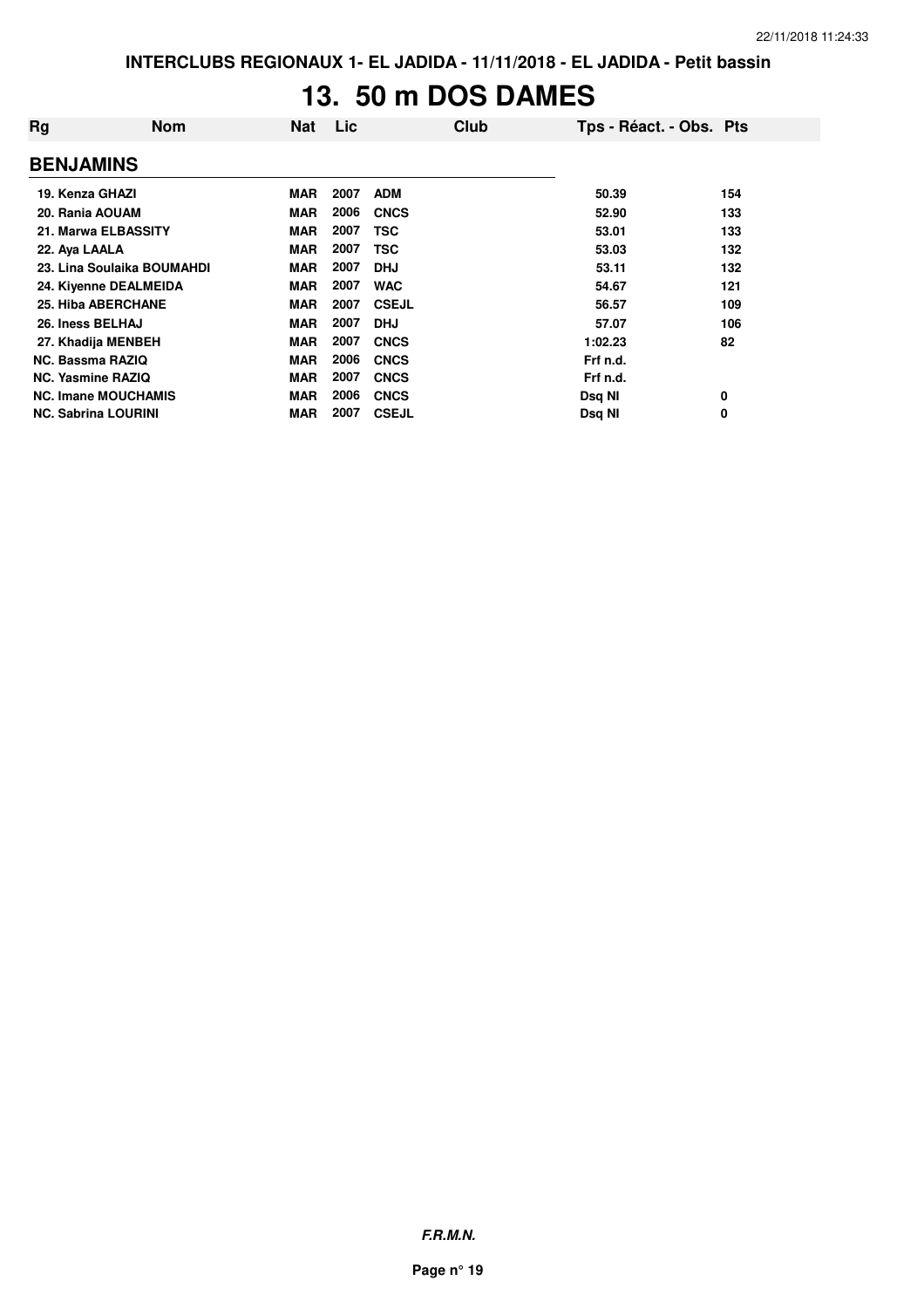# 13. 50 m DOS DAMES

| Rg | Nom | Nat | Lic | Club | Tps - Réact. - Obs. | Pts |
|---|---|---|---|---|---|---|
| **BENJAMINS** | | | | | | |
| 19. | Kenza GHAZI | MAR | 2007 | ADM | 50.39 | 154 |
| 20. | Rania AOUAM | MAR | 2006 | CNCS | 52.90 | 133 |
| 21. | Marwa ELBASSITY | MAR | 2007 | TSC | 53.01 | 133 |
| 22. | Aya LAALA | MAR | 2007 | TSC | 53.03 | 132 |
| 23. | Lina Soulaika BOUMAHDI | MAR | 2007 | DHJ | 53.11 | 132 |
| 24. | Kiyenne DEALMEIDA | MAR | 2007 | WAC | 54.67 | 121 |
| 25. | Hiba ABERCHANE | MAR | 2007 | CSEJL | 56.57 | 109 |
| 26. | Iness BELHAJ | MAR | 2007 | DHJ | 57.07 | 106 |
| 27. | Khadija MENBEH | MAR | 2007 | CNCS | 1:02.23 | 82 |
| NC. | Bassma RAZIQ | MAR | 2006 | CNCS | Frf n.d. | |
| NC. | Yasmine RAZIQ | MAR | 2007 | CNCS | Frf n.d. | |
| NC. | Imane MOUCHAMIS | MAR | 2006 | CNCS | Dsq NI | 0 |
| NC. | Sabrina LOURINI | MAR | 2007 | CSEJL | Dsq NI | 0 |

***F.R.M.N.***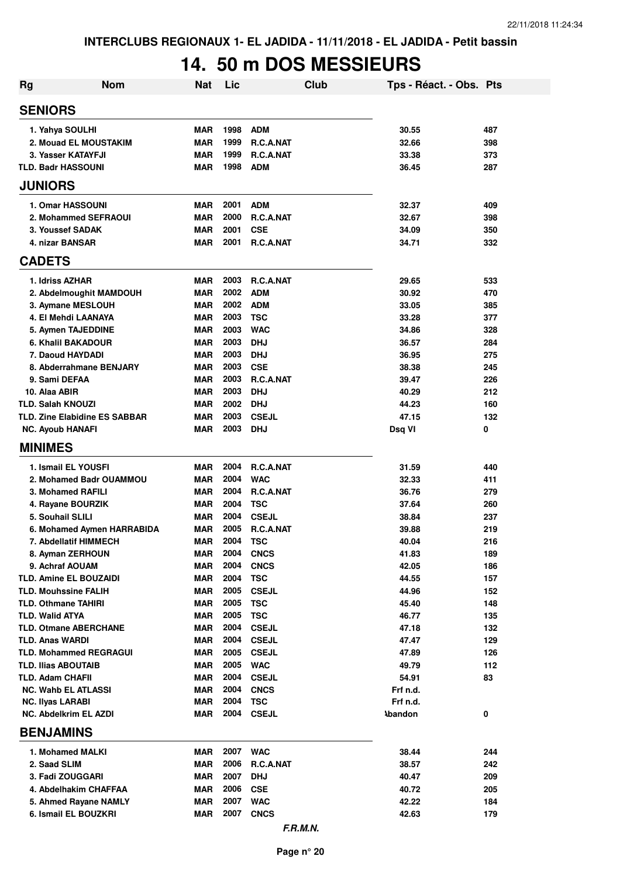INTERCLUBS REGIONAUX 1- EL JADIDA - 11/11/2018 - EL JADIDA - Petit bassin

# 14. 50 m DOS MESSIEURS

| Rg | Nom | Nat | Lic | Club | Tps - Réact. - Obs. | Pts |
|---|---|---|---|---|---|---|
| **SENIORS** | | | | | | |
| 1. Yahya SOULHI | | MAR | 1998 | ADM | 30.55 | 487 |
| 2. Mouad EL MOUSTAKIM | | MAR | 1999 | R.C.A.NAT | 32.66 | 398 |
| 3. Yasser KATAYFJI | | MAR | 1999 | R.C.A.NAT | 33.38 | 373 |
| TLD. Badr HASSOUNI | | MAR | 1998 | ADM | 36.45 | 287 |
| **JUNIORS** | | | | | | |
| 1. Omar HASSOUNI | | MAR | 2001 | ADM | 32.37 | 409 |
| 2. Mohammed SEFRAOUI | | MAR | 2000 | R.C.A.NAT | 32.67 | 398 |
| 3. Youssef SADAK | | MAR | 2001 | CSE | 34.09 | 350 |
| 4. nizar BANSAR | | MAR | 2001 | R.C.A.NAT | 34.71 | 332 |
| **CADETS** | | | | | | |
| 1. Idriss AZHAR | | MAR | 2003 | R.C.A.NAT | 29.65 | 533 |
| 2. Abdelmoughit MAMDOUH | | MAR | 2002 | ADM | 30.92 | 470 |
| 3. Aymane MESLOUH | | MAR | 2002 | ADM | 33.05 | 385 |
| 4. El Mehdi LAANAYA | | MAR | 2003 | TSC | 33.28 | 377 |
| 5. Aymen TAJEDDINE | | MAR | 2003 | WAC | 34.86 | 328 |
| 6. Khalil BAKADOUR | | MAR | 2003 | DHJ | 36.57 | 284 |
| 7. Daoud HAYDADI | | MAR | 2003 | DHJ | 36.95 | 275 |
| 8. Abderrahmane BENJARY | | MAR | 2003 | CSE | 38.38 | 245 |
| 9. Sami DEFAA | | MAR | 2003 | R.C.A.NAT | 39.47 | 226 |
| 10. Alaa ABIR | | MAR | 2003 | DHJ | 40.29 | 212 |
| TLD. Salah KNOUZI | | MAR | 2002 | DHJ | 44.23 | 160 |
| TLD. Zine Elabidine ES SABBAR | | MAR | 2003 | CSEJL | 47.15 | 132 |
| NC. Ayoub HANAFI | | MAR | 2003 | DHJ | Dsq VI | 0 |
| **MINIMES** | | | | | | |
| 1. Ismail EL YOUSFI | | MAR | 2004 | R.C.A.NAT | 31.59 | 440 |
| 2. Mohamed Badr OUAMMOU | | MAR | 2004 | WAC | 32.33 | 411 |
| 3. Mohamed RAFILI | | MAR | 2004 | R.C.A.NAT | 36.76 | 279 |
| 4. Rayane BOURZIK | | MAR | 2004 | TSC | 37.64 | 260 |
| 5. Souhail SLILI | | MAR | 2004 | CSEJL | 38.84 | 237 |
| 6. Mohamed Aymen HARRABIDA | | MAR | 2005 | R.C.A.NAT | 39.88 | 219 |
| 7. Abdellatif HIMMECH | | MAR | 2004 | TSC | 40.04 | 216 |
| 8. Ayman ZERHOUN | | MAR | 2004 | CNCS | 41.83 | 189 |
| 9. Achraf AOUAM | | MAR | 2004 | CNCS | 42.05 | 186 |
| TLD. Amine EL BOUZAIDI | | MAR | 2004 | TSC | 44.55 | 157 |
| TLD. Mouhssine FALIH | | MAR | 2005 | CSEJL | 44.96 | 152 |
| TLD. Othmane TAHIRI | | MAR | 2005 | TSC | 45.40 | 148 |
| TLD. Walid ATYA | | MAR | 2005 | TSC | 46.77 | 135 |
| TLD. Otmane ABERCHANE | | MAR | 2004 | CSEJL | 47.18 | 132 |
| TLD. Anas WARDI | | MAR | 2004 | CSEJL | 47.47 | 129 |
| TLD. Mohammed REGRAGUI | | MAR | 2005 | CSEJL | 47.89 | 126 |
| TLD. Ilias ABOUTAIB | | MAR | 2005 | WAC | 49.79 | 112 |
| TLD. Adam CHAFII | | MAR | 2004 | CSEJL | 54.91 | 83 |
| NC. Wahb EL ATLASSI | | MAR | 2004 | CNCS | Frf n.d. | |
| NC. Ilyas LARABI | | MAR | 2004 | TSC | Frf n.d. | |
| NC. Abdelkrim EL AZDI | | MAR | 2004 | CSEJL | Abandon | 0 |
| **BENJAMINS** | | | | | | |
| 1. Mohamed MALKI | | MAR | 2007 | WAC | 38.44 | 244 |
| 2. Saad SLIM | | MAR | 2006 | R.C.A.NAT | 38.57 | 242 |
| 3. Fadi ZOUGGARI | | MAR | 2007 | DHJ | 40.47 | 209 |
| 4. Abdelhakim CHAFFAA | | MAR | 2006 | CSE | 40.72 | 205 |
| 5. Ahmed Rayane NAMLY | | MAR | 2007 | WAC | 42.22 | 184 |
| 6. Ismail EL BOUZKRI | | MAR | 2007 | CNCS | 42.63 | 179 |

*F.R.M.N.*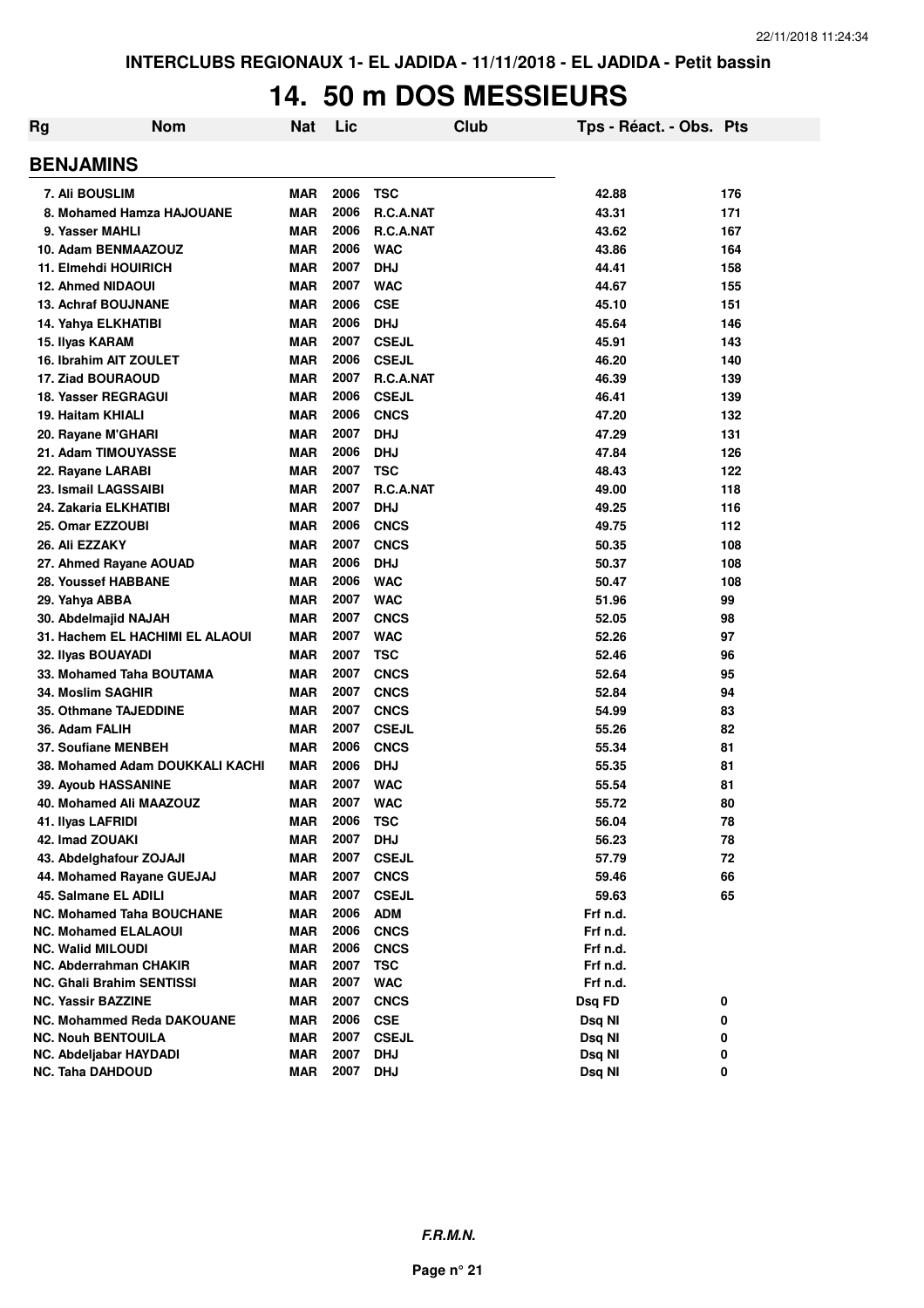INTERCLUBS REGIONAUX 1- EL JADIDA - 11/11/2018 - EL JADIDA - Petit bassin

# 14. 50 m DOS MESSIEURS

| Rg | Nom | Nat | Lic | Club | Tps - Réact. - Obs. | Pts |
|---|---|---|---|---|---|---|
| **BENJAMINS** | | | | | | |
| 7. Ali BOUSLIM | | MAR | 2006 | TSC | 42.88 | 176 |
| 8. Mohamed Hamza HAJOUANE | | MAR | 2006 | R.C.A.NAT | 43.31 | 171 |
| 9. Yasser MAHLI | | MAR | 2006 | R.C.A.NAT | 43.62 | 167 |
| 10. Adam BENMAAZOUZ | | MAR | 2006 | WAC | 43.86 | 164 |
| 11. Elmehdi HOUIRICH | | MAR | 2007 | DHJ | 44.41 | 158 |
| 12. Ahmed NIDAOUI | | MAR | 2007 | WAC | 44.67 | 155 |
| 13. Achraf BOUJNANE | | MAR | 2006 | CSE | 45.10 | 151 |
| 14. Yahya ELKHATIBI | | MAR | 2006 | DHJ | 45.64 | 146 |
| 15. Ilyas KARAM | | MAR | 2007 | CSEJL | 45.91 | 143 |
| 16. Ibrahim AIT ZOULET | | MAR | 2006 | CSEJL | 46.20 | 140 |
| 17. Ziad BOURAOUD | | MAR | 2007 | R.C.A.NAT | 46.39 | 139 |
| 18. Yasser REGRAGUI | | MAR | 2006 | CSEJL | 46.41 | 139 |
| 19. Haitam KHIALI | | MAR | 2006 | CNCS | 47.20 | 132 |
| 20. Rayane M'GHARI | | MAR | 2007 | DHJ | 47.29 | 131 |
| 21. Adam TIMOUYASSE | | MAR | 2006 | DHJ | 47.84 | 126 |
| 22. Rayane LARABI | | MAR | 2007 | TSC | 48.43 | 122 |
| 23. Ismail LAGSSAIBI | | MAR | 2007 | R.C.A.NAT | 49.00 | 118 |
| 24. Zakaria ELKHATIBI | | MAR | 2007 | DHJ | 49.25 | 116 |
| 25. Omar EZZOUBI | | MAR | 2006 | CNCS | 49.75 | 112 |
| 26. Ali EZZAKY | | MAR | 2007 | CNCS | 50.35 | 108 |
| 27. Ahmed Rayane AOUAD | | MAR | 2006 | DHJ | 50.37 | 108 |
| 28. Youssef HABBANE | | MAR | 2006 | WAC | 50.47 | 108 |
| 29. Yahya ABBA | | MAR | 2007 | WAC | 51.96 | 99 |
| 30. Abdelmajid NAJAH | | MAR | 2007 | CNCS | 52.05 | 98 |
| 31. Hachem EL HACHIMI EL ALAOUI | | MAR | 2007 | WAC | 52.26 | 97 |
| 32. Ilyas BOUAYADI | | MAR | 2007 | TSC | 52.46 | 96 |
| 33. Mohamed Taha BOUTAMA | | MAR | 2007 | CNCS | 52.64 | 95 |
| 34. Moslim SAGHIR | | MAR | 2007 | CNCS | 52.84 | 94 |
| 35. Othmane TAJEDDINE | | MAR | 2007 | CNCS | 54.99 | 83 |
| 36. Adam FALIH | | MAR | 2007 | CSEJL | 55.26 | 82 |
| 37. Soufiane MENBEH | | MAR | 2006 | CNCS | 55.34 | 81 |
| 38. Mohamed Adam DOUKKALI KACHI | | MAR | 2006 | DHJ | 55.35 | 81 |
| 39. Ayoub HASSANINE | | MAR | 2007 | WAC | 55.54 | 81 |
| 40. Mohamed Ali MAAZOUZ | | MAR | 2007 | WAC | 55.72 | 80 |
| 41. Ilyas LAFRIDI | | MAR | 2006 | TSC | 56.04 | 78 |
| 42. Imad ZOUAKI | | MAR | 2007 | DHJ | 56.23 | 78 |
| 43. Abdelghafour ZOJAJI | | MAR | 2007 | CSEJL | 57.79 | 72 |
| 44. Mohamed Rayane GUEJAJ | | MAR | 2007 | CNCS | 59.46 | 66 |
| 45. Salmane EL ADILI | | MAR | 2007 | CSEJL | 59.63 | 65 |
| NC. Mohamed Taha BOUCHANE | | MAR | 2006 | ADM | Frf n.d. | |
| NC. Mohamed ELALAOUI | | MAR | 2006 | CNCS | Frf n.d. | |
| NC. Walid MILOUDI | | MAR | 2006 | CNCS | Frf n.d. | |
| NC. Abderrahman CHAKIR | | MAR | 2007 | TSC | Frf n.d. | |
| NC. Ghali Brahim SENTISSI | | MAR | 2007 | WAC | Frf n.d. | |
| NC. Yassir BAZZINE | | MAR | 2007 | CNCS | Dsq FD | 0 |
| NC. Mohammed Reda DAKOUANE | | MAR | 2006 | CSE | Dsq NI | 0 |
| NC. Nouh BENTOUILA | | MAR | 2007 | CSEJL | Dsq NI | 0 |
| NC. Abdeljabar HAYDADI | | MAR | 2007 | DHJ | Dsq NI | 0 |
| NC. Taha DAHDOUD | | MAR | 2007 | DHJ | Dsq NI | 0 |

*F.R.M.N.*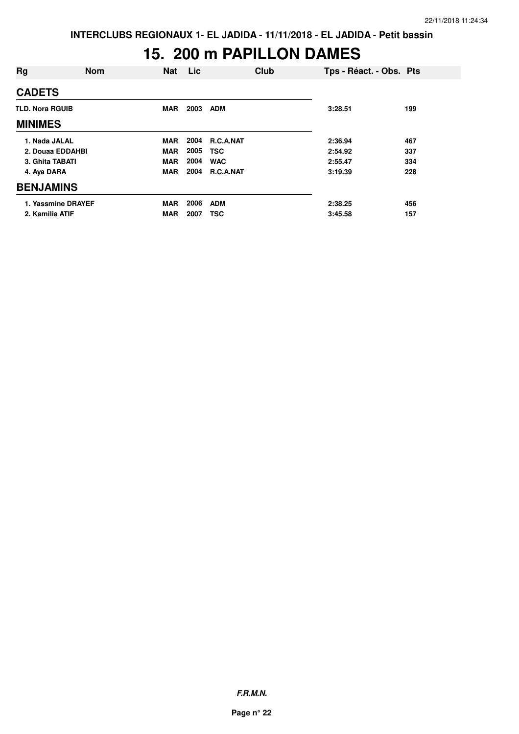**INTERCLUBS REGIONAUX 1- EL JADIDA - 11/11/2018 - EL JADIDA - Petit bassin**

# 15. 200 m PAPILLON DAMES

| Rg | Nom | Nat | Lic | Club | Tps - Réact. - Obs. | Pts |
|---|---|---|---|---|---|---|
| **CADETS** | | | | | | |
| TLD. | Nora RGUIB | MAR | 2003 | ADM | 3:28.51 | 199 |
| **MINIMES** | | | | | | |
| 1. | Nada JALAL | MAR | 2004 | R.C.A.NAT | 2:36.94 | 467 |
| 2. | Douaa EDDAHBI | MAR | 2005 | TSC | 2:54.92 | 337 |
| 3. | Ghita TABATI | MAR | 2004 | WAC | 2:55.47 | 334 |
| 4. | Aya DARA | MAR | 2004 | R.C.A.NAT | 3:19.39 | 228 |
| **BENJAMINS** | | | | | | |
| 1. | Yassmine DRAYEF | MAR | 2006 | ADM | 2:38.25 | 456 |
| 2. | Kamilia ATIF | MAR | 2007 | TSC | 3:45.58 | 157 |

***F.R.M.N.***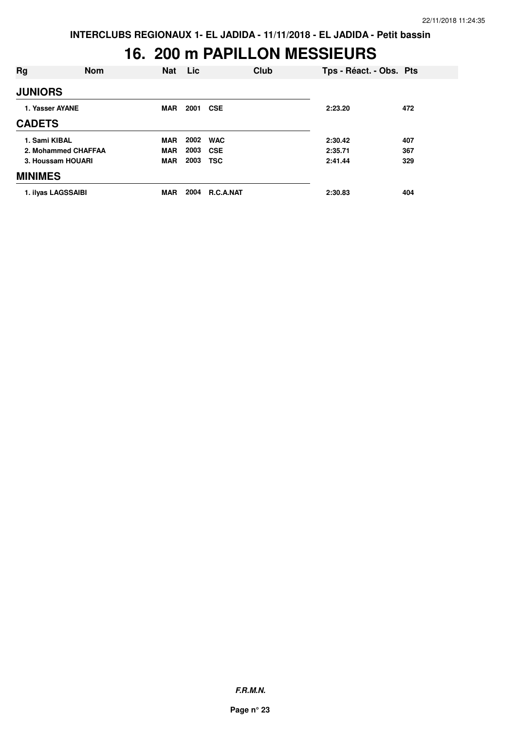INTERCLUBS REGIONAUX 1- EL JADIDA - 11/11/2018 - EL JADIDA - Petit bassin

# 16. 200 m PAPILLON MESSIEURS

| Rg | Nom | Nat | Lic | Club | Tps - Réact. - Obs. | Pts |
|---|---|---|---|---|---|---|
| **JUNIORS** | | | | | | |
| 1. Yasser AYANE | | MAR | 2001 | CSE | 2:23.20 | 472 |
| **CADETS** | | | | | | |
| 1. Sami KIBAL | | MAR | 2002 | WAC | 2:30.42 | 407 |
| 2. Mohammed CHAFFAA | | MAR | 2003 | CSE | 2:35.71 | 367 |
| 3. Houssam HOUARI | | MAR | 2003 | TSC | 2:41.44 | 329 |
| **MINIMES** | | | | | | |
| 1. ilyas LAGSSAIBI | | MAR | 2004 | R.C.A.NAT | 2:30.83 | 404 |

*F.R.M.N.*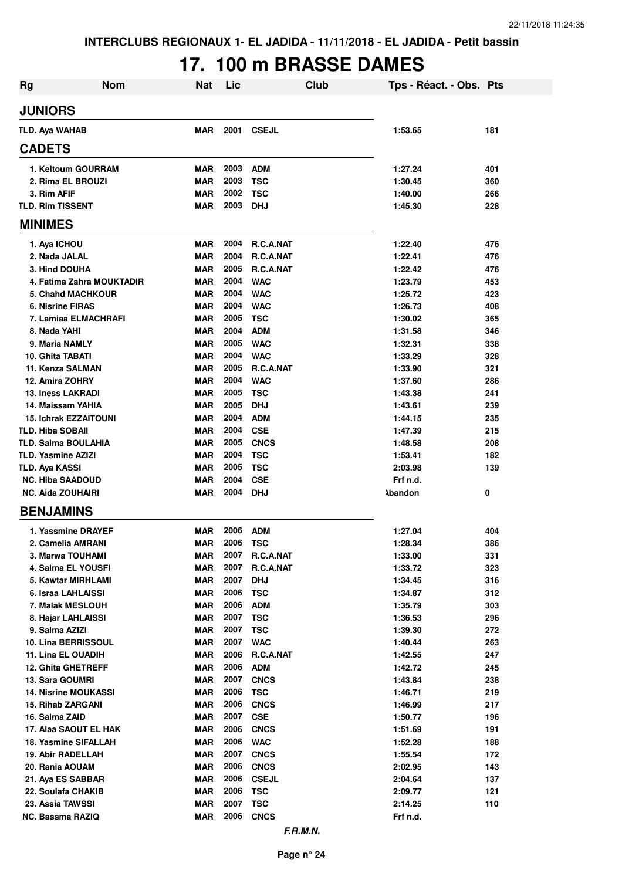INTERCLUBS REGIONAUX 1- EL JADIDA - 11/11/2018 - EL JADIDA - Petit bassin

# 17. 100 m BRASSE DAMES

| Rg | Nom | Nat | Lic | Club | Tps - Réact. - Obs. | Pts |
|---|---|---|---|---|---|---|
| **JUNIORS** | | | | | | |
| TLD. | Aya WAHAB | MAR | 2001 | CSEJL | 1:53.65 | 181 |
| **CADETS** | | | | | | |
| 1. | Keltoum GOURRAM | MAR | 2003 | ADM | 1:27.24 | 401 |
| 2. | Rima EL BROUZI | MAR | 2003 | TSC | 1:30.45 | 360 |
| 3. | Rim AFIF | MAR | 2002 | TSC | 1:40.00 | 266 |
| TLD. | Rim TISSENT | MAR | 2003 | DHJ | 1:45.30 | 228 |
| **MINIMES** | | | | | | |
| 1. | Aya ICHOU | MAR | 2004 | R.C.A.NAT | 1:22.40 | 476 |
| 2. | Nada JALAL | MAR | 2004 | R.C.A.NAT | 1:22.41 | 476 |
| 3. | Hind DOUHA | MAR | 2005 | R.C.A.NAT | 1:22.42 | 476 |
| 4. | Fatima Zahra MOUKTADIR | MAR | 2004 | WAC | 1:23.79 | 453 |
| 5. | Chahd MACHKOUR | MAR | 2004 | WAC | 1:25.72 | 423 |
| 6. | Nisrine FIRAS | MAR | 2004 | WAC | 1:26.73 | 408 |
| 7. | Lamiaa ELMACHRAFI | MAR | 2005 | TSC | 1:30.02 | 365 |
| 8. | Nada YAHI | MAR | 2004 | ADM | 1:31.58 | 346 |
| 9. | Maria NAMLY | MAR | 2005 | WAC | 1:32.31 | 338 |
| 10. | Ghita TABATI | MAR | 2004 | WAC | 1:33.29 | 328 |
| 11. | Kenza SALMAN | MAR | 2005 | R.C.A.NAT | 1:33.90 | 321 |
| 12. | Amira ZOHRY | MAR | 2004 | WAC | 1:37.60 | 286 |
| 13. | Iness LAKRADI | MAR | 2005 | TSC | 1:43.38 | 241 |
| 14. | Maissam YAHIA | MAR | 2005 | DHJ | 1:43.61 | 239 |
| 15. | Ichrak EZZAITOUNI | MAR | 2004 | ADM | 1:44.15 | 235 |
| TLD. | Hiba SOBAII | MAR | 2004 | CSE | 1:47.39 | 215 |
| TLD. | Salma BOULAHIA | MAR | 2005 | CNCS | 1:48.58 | 208 |
| TLD. | Yasmine AZIZI | MAR | 2004 | TSC | 1:53.41 | 182 |
| TLD. | Aya KASSI | MAR | 2005 | TSC | 2:03.98 | 139 |
| NC. | Hiba SAADOUD | MAR | 2004 | CSE | Frf n.d. | |
| NC. | Aida ZOUHAIRI | MAR | 2004 | DHJ | Abandon | 0 |
| **BENJAMINS** | | | | | | |
| 1. | Yassmine DRAYEF | MAR | 2006 | ADM | 1:27.04 | 404 |
| 2. | Camelia AMRANI | MAR | 2006 | TSC | 1:28.34 | 386 |
| 3. | Marwa TOUHAMI | MAR | 2007 | R.C.A.NAT | 1:33.00 | 331 |
| 4. | Salma EL YOUSFI | MAR | 2007 | R.C.A.NAT | 1:33.72 | 323 |
| 5. | Kawtar MIRHLAMI | MAR | 2007 | DHJ | 1:34.45 | 316 |
| 6. | Israa LAHLAISSI | MAR | 2006 | TSC | 1:34.87 | 312 |
| 7. | Malak MESLOUH | MAR | 2006 | ADM | 1:35.79 | 303 |
| 8. | Hajar LAHLAISSI | MAR | 2007 | TSC | 1:36.53 | 296 |
| 9. | Salma AZIZI | MAR | 2007 | TSC | 1:39.30 | 272 |
| 10. | Lina BERRISSOUL | MAR | 2007 | WAC | 1:40.44 | 263 |
| 11. | Lina EL OUADIH | MAR | 2006 | R.C.A.NAT | 1:42.55 | 247 |
| 12. | Ghita GHETREFF | MAR | 2006 | ADM | 1:42.72 | 245 |
| 13. | Sara GOUMRI | MAR | 2007 | CNCS | 1:43.84 | 238 |
| 14. | Nisrine MOUKASSI | MAR | 2006 | TSC | 1:46.71 | 219 |
| 15. | Rihab ZARGANI | MAR | 2006 | CNCS | 1:46.99 | 217 |
| 16. | Salma ZAID | MAR | 2007 | CSE | 1:50.77 | 196 |
| 17. | Alaa SAOUT EL HAK | MAR | 2006 | CNCS | 1:51.69 | 191 |
| 18. | Yasmine SIFALLAH | MAR | 2006 | WAC | 1:52.28 | 188 |
| 19. | Abir RADELLAH | MAR | 2007 | CNCS | 1:55.54 | 172 |
| 20. | Rania AOUAM | MAR | 2006 | CNCS | 2:02.95 | 143 |
| 21. | Aya ES SABBAR | MAR | 2006 | CSEJL | 2:04.64 | 137 |
| 22. | Soulafa CHAKIB | MAR | 2006 | TSC | 2:09.77 | 121 |
| 23. | Assia TAWSSI | MAR | 2007 | TSC | 2:14.25 | 110 |
| NC. | Bassma RAZIQ | MAR | 2006 | CNCS | Frf n.d. | |

*F.R.M.N.*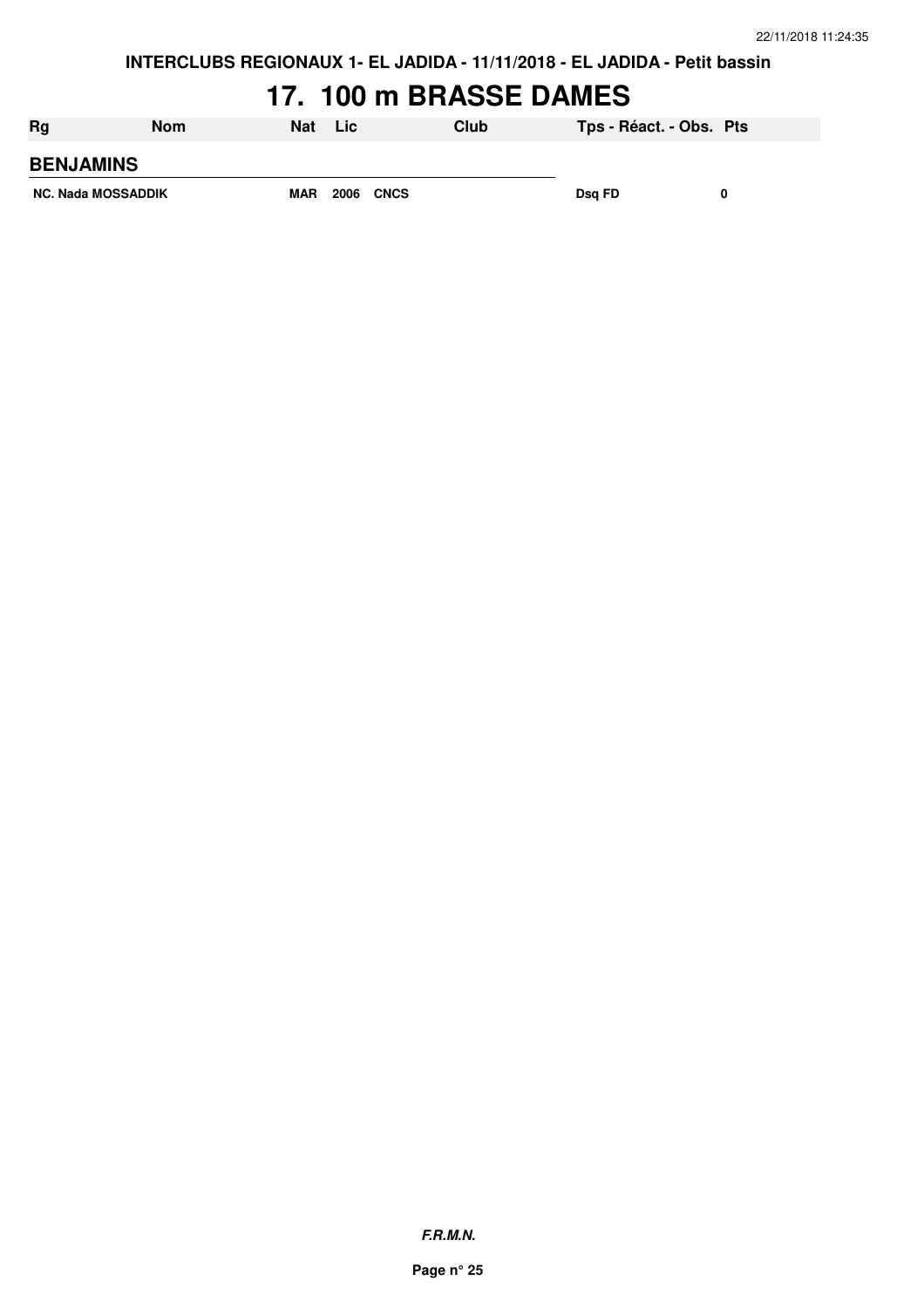**INTERCLUBS REGIONAUX 1- EL JADIDA - 11/11/2018 - EL JADIDA - Petit bassin**

# 17. 100 m BRASSE DAMES

| Rg | Nom | Nat | Lic | Club | Tps - Réact. - Obs. | Pts |
|---|---|---|---|---|---|---|
| **BENJAMINS** | | | | | | |
| NC. | Nada MOSSADDIK | MAR | 2006 | CNCS | Dsq FD | 0 |

***F.R.M.N.***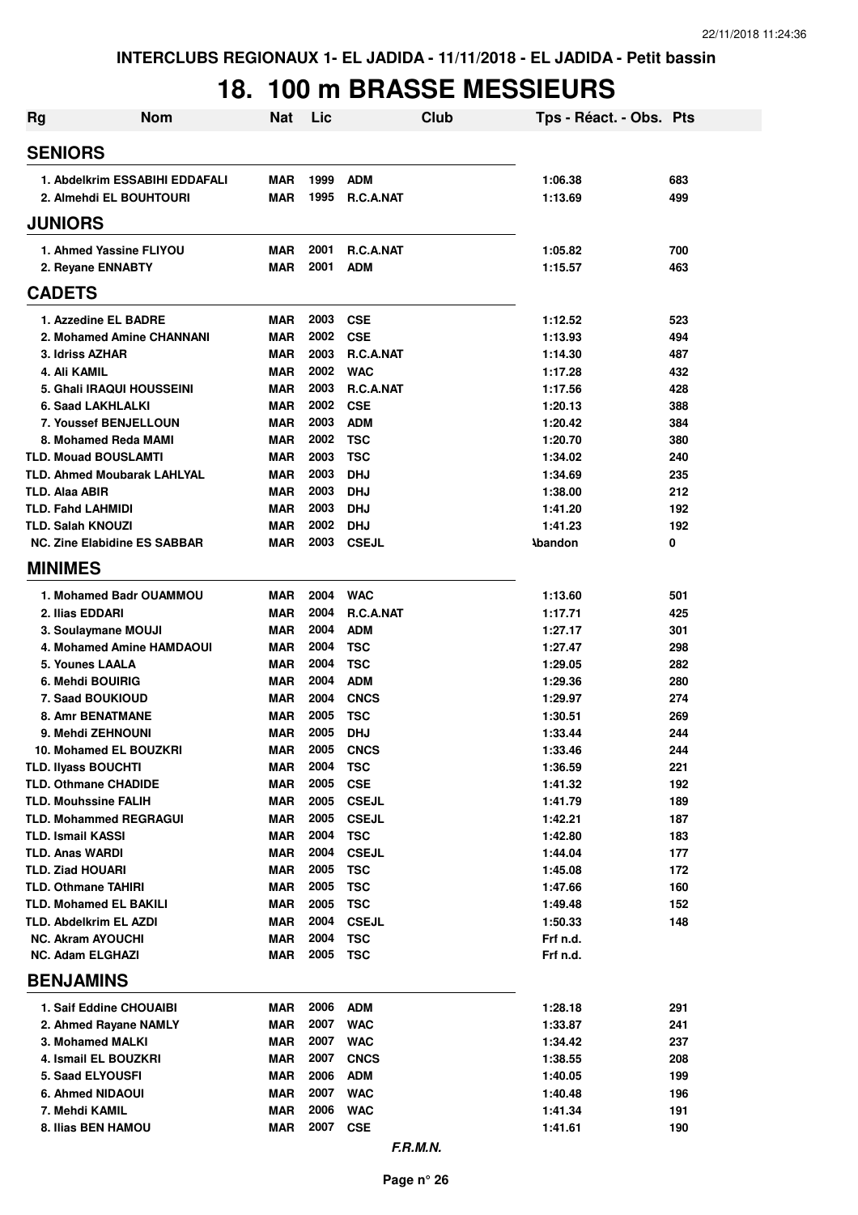INTERCLUBS REGIONAUX 1- EL JADIDA - 11/11/2018 - EL JADIDA - Petit bassin

# 18. 100 m BRASSE MESSIEURS

| Rg | Nom | Nat | Lic | Club | Tps - Réact. - Obs. | Pts |
|---|---|---|---|---|---|---|
| **SENIORS** | | | | | | |
| 1. Abdelkrim ESSABIHI EDDAFALI | | MAR | 1999 | ADM | 1:06.38 | 683 |
| 2. Almehdi EL BOUHTOURI | | MAR | 1995 | R.C.A.NAT | 1:13.69 | 499 |
| **JUNIORS** | | | | | | |
| 1. Ahmed Yassine FLIYOU | | MAR | 2001 | R.C.A.NAT | 1:05.82 | 700 |
| 2. Reyane ENNABTY | | MAR | 2001 | ADM | 1:15.57 | 463 |
| **CADETS** | | | | | | |
| 1. Azzedine EL BADRE | | MAR | 2003 | CSE | 1:12.52 | 523 |
| 2. Mohamed Amine CHANNANI | | MAR | 2002 | CSE | 1:13.93 | 494 |
| 3. Idriss AZHAR | | MAR | 2003 | R.C.A.NAT | 1:14.30 | 487 |
| 4. Ali KAMIL | | MAR | 2002 | WAC | 1:17.28 | 432 |
| 5. Ghali IRAQUI HOUSSEINI | | MAR | 2003 | R.C.A.NAT | 1:17.56 | 428 |
| 6. Saad LAKHLALKI | | MAR | 2002 | CSE | 1:20.13 | 388 |
| 7. Youssef BENJELLOUN | | MAR | 2003 | ADM | 1:20.42 | 384 |
| 8. Mohamed Reda MAMI | | MAR | 2002 | TSC | 1:20.70 | 380 |
| TLD. Mouad BOUSLAMTI | | MAR | 2003 | TSC | 1:34.02 | 240 |
| TLD. Ahmed Moubarak LAHLYAL | | MAR | 2003 | DHJ | 1:34.69 | 235 |
| TLD. Alaa ABIR | | MAR | 2003 | DHJ | 1:38.00 | 212 |
| TLD. Fahd LAHMIDI | | MAR | 2003 | DHJ | 1:41.20 | 192 |
| TLD. Salah KNOUZI | | MAR | 2002 | DHJ | 1:41.23 | 192 |
| NC. Zine Elabidine ES SABBAR | | MAR | 2003 | CSEJL | Abandon | 0 |
| **MINIMES** | | | | | | |
| 1. Mohamed Badr OUAMMOU | | MAR | 2004 | WAC | 1:13.60 | 501 |
| 2. Ilias EDDARI | | MAR | 2004 | R.C.A.NAT | 1:17.71 | 425 |
| 3. Soulaymane MOUJI | | MAR | 2004 | ADM | 1:27.17 | 301 |
| 4. Mohamed Amine HAMDAOUI | | MAR | 2004 | TSC | 1:27.47 | 298 |
| 5. Younes LAALA | | MAR | 2004 | TSC | 1:29.05 | 282 |
| 6. Mehdi BOUIRIG | | MAR | 2004 | ADM | 1:29.36 | 280 |
| 7. Saad BOUKIOUD | | MAR | 2004 | CNCS | 1:29.97 | 274 |
| 8. Amr BENATMANE | | MAR | 2005 | TSC | 1:30.51 | 269 |
| 9. Mehdi ZEHNOUNI | | MAR | 2005 | DHJ | 1:33.44 | 244 |
| 10. Mohamed EL BOUZKRI | | MAR | 2005 | CNCS | 1:33.46 | 244 |
| TLD. Ilyass BOUCHTI | | MAR | 2004 | TSC | 1:36.59 | 221 |
| TLD. Othmane CHADIDE | | MAR | 2005 | CSE | 1:41.32 | 192 |
| TLD. Mouhssine FALIH | | MAR | 2005 | CSEJL | 1:41.79 | 189 |
| TLD. Mohammed REGRAGUI | | MAR | 2005 | CSEJL | 1:42.21 | 187 |
| TLD. Ismail KASSI | | MAR | 2004 | TSC | 1:42.80 | 183 |
| TLD. Anas WARDI | | MAR | 2004 | CSEJL | 1:44.04 | 177 |
| TLD. Ziad HOUARI | | MAR | 2005 | TSC | 1:45.08 | 172 |
| TLD. Othmane TAHIRI | | MAR | 2005 | TSC | 1:47.66 | 160 |
| TLD. Mohamed EL BAKILI | | MAR | 2005 | TSC | 1:49.48 | 152 |
| TLD. Abdelkrim EL AZDI | | MAR | 2004 | CSEJL | 1:50.33 | 148 |
| NC. Akram AYOUCHI | | MAR | 2004 | TSC | Frf n.d. | |
| NC. Adam ELGHAZI | | MAR | 2005 | TSC | Frf n.d. | |
| **BENJAMINS** | | | | | | |
| 1. Saif Eddine CHOUAIBI | | MAR | 2006 | ADM | 1:28.18 | 291 |
| 2. Ahmed Rayane NAMLY | | MAR | 2007 | WAC | 1:33.87 | 241 |
| 3. Mohamed MALKI | | MAR | 2007 | WAC | 1:34.42 | 237 |
| 4. Ismail EL BOUZKRI | | MAR | 2007 | CNCS | 1:38.55 | 208 |
| 5. Saad ELYOUSFI | | MAR | 2006 | ADM | 1:40.05 | 199 |
| 6. Ahmed NIDAOUI | | MAR | 2007 | WAC | 1:40.48 | 196 |
| 7. Mehdi KAMIL | | MAR | 2006 | WAC | 1:41.34 | 191 |
| 8. Ilias BEN HAMOU | | MAR | 2007 | CSE | 1:41.61 | 190 |

*F.R.M.N.*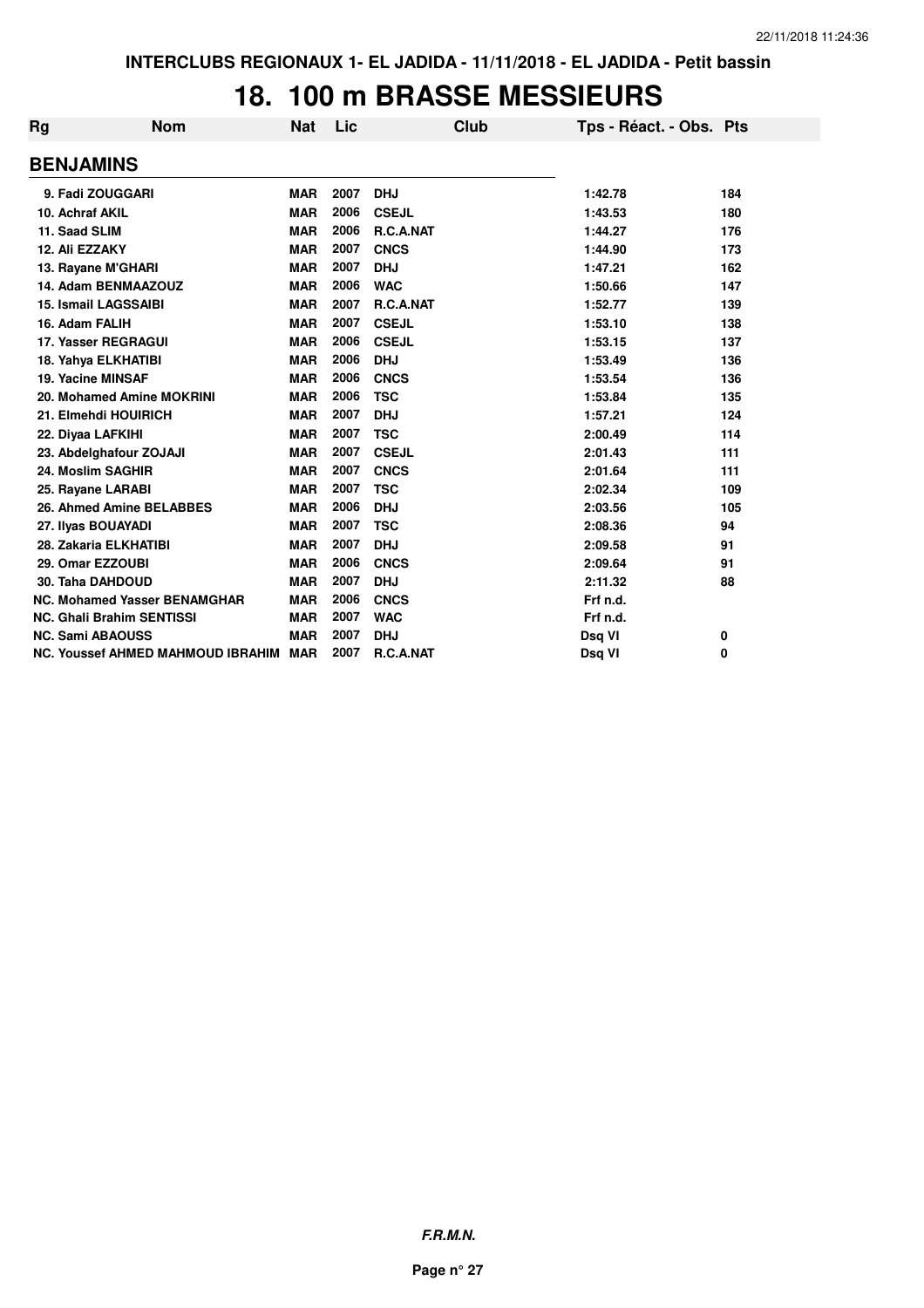# 18. 100 m BRASSE MESSIEURS

| Rg | Nom | Nat | Lic | Club | Tps - Réact. - Obs. | Pts |
|---|---|---|---|---|---|---|
| **BENJAMINS** | | | | | | |
| 9. | Fadi ZOUGGARI | MAR | 2007 | DHJ | 1:42.78 | 184 |
| 10. | Achraf AKIL | MAR | 2006 | CSEJL | 1:43.53 | 180 |
| 11. | Saad SLIM | MAR | 2006 | R.C.A.NAT | 1:44.27 | 176 |
| 12. | Ali EZZAKY | MAR | 2007 | CNCS | 1:44.90 | 173 |
| 13. | Rayane M'GHARI | MAR | 2007 | DHJ | 1:47.21 | 162 |
| 14. | Adam BENMAAZOUZ | MAR | 2006 | WAC | 1:50.66 | 147 |
| 15. | Ismail LAGSSAIBI | MAR | 2007 | R.C.A.NAT | 1:52.77 | 139 |
| 16. | Adam FALIH | MAR | 2007 | CSEJL | 1:53.10 | 138 |
| 17. | Yasser REGRAGUI | MAR | 2006 | CSEJL | 1:53.15 | 137 |
| 18. | Yahya ELKHATIBI | MAR | 2006 | DHJ | 1:53.49 | 136 |
| 19. | Yacine MINSAF | MAR | 2006 | CNCS | 1:53.54 | 136 |
| 20. | Mohamed Amine MOKRINI | MAR | 2006 | TSC | 1:53.84 | 135 |
| 21. | Elmehdi HOUIRICH | MAR | 2007 | DHJ | 1:57.21 | 124 |
| 22. | Diyaa LAFKIHI | MAR | 2007 | TSC | 2:00.49 | 114 |
| 23. | Abdelghafour ZOJAJI | MAR | 2007 | CSEJL | 2:01.43 | 111 |
| 24. | Moslim SAGHIR | MAR | 2007 | CNCS | 2:01.64 | 111 |
| 25. | Rayane LARABI | MAR | 2007 | TSC | 2:02.34 | 109 |
| 26. | Ahmed Amine BELABBES | MAR | 2006 | DHJ | 2:03.56 | 105 |
| 27. | Ilyas BOUAYADI | MAR | 2007 | TSC | 2:08.36 | 94 |
| 28. | Zakaria ELKHATIBI | MAR | 2007 | DHJ | 2:09.58 | 91 |
| 29. | Omar EZZOUBI | MAR | 2006 | CNCS | 2:09.64 | 91 |
| 30. | Taha DAHDOUD | MAR | 2007 | DHJ | 2:11.32 | 88 |
| NC. | Mohamed Yasser BENAMGHAR | MAR | 2006 | CNCS | Frf n.d. | |
| NC. | Ghali Brahim SENTISSI | MAR | 2007 | WAC | Frf n.d. | |
| NC. | Sami ABAOUSS | MAR | 2007 | DHJ | Dsq VI | 0 |
| NC. | Youssef AHMED MAHMOUD IBRAHIM | MAR | 2007 | R.C.A.NAT | Dsq VI | 0 |

*F.R.M.N.*